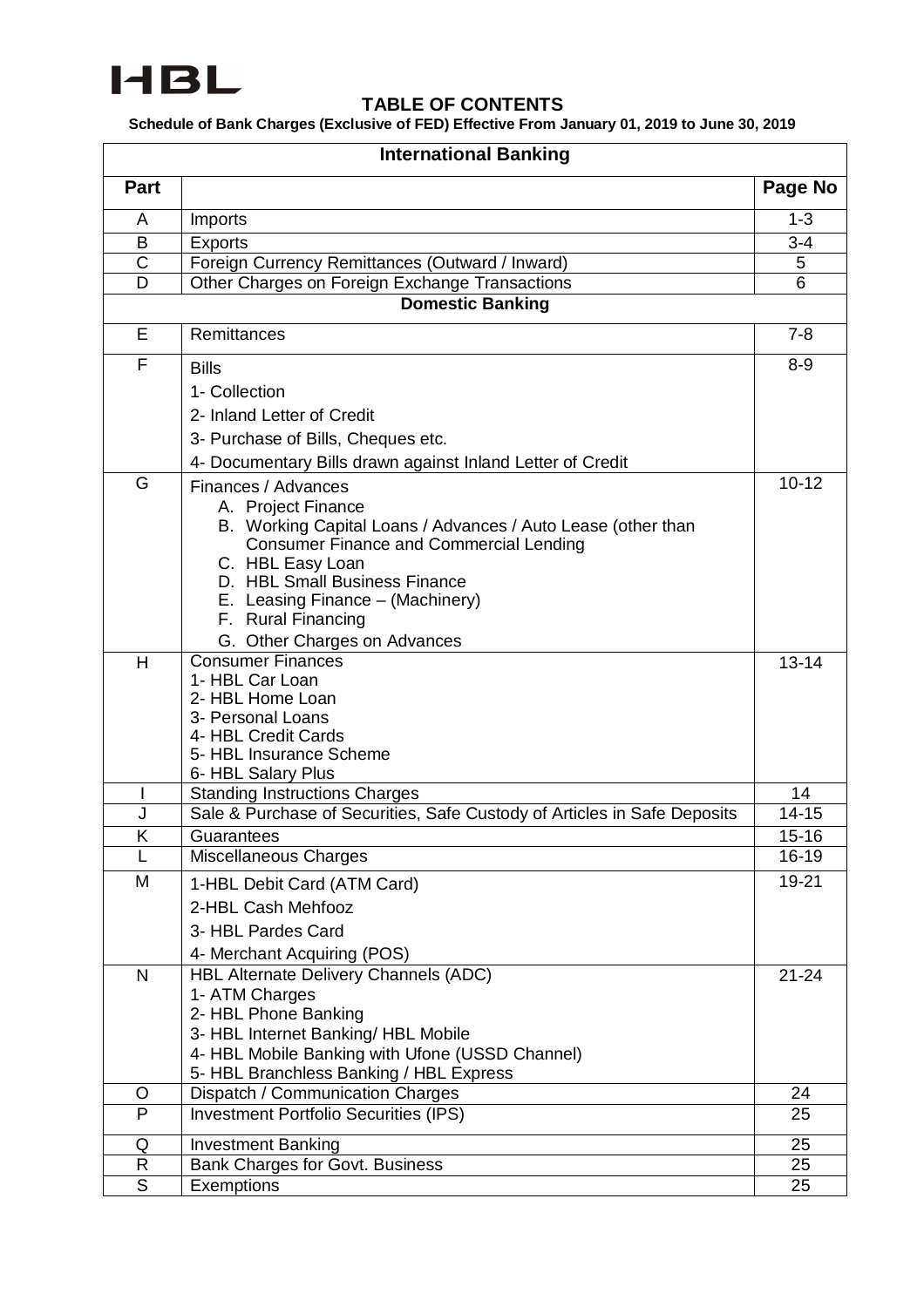HBL

# TABLE OF CONTENTS

**Schedule of Bank Charges (Exclusive of FED) Effective From January 01, 2019 to June 30, 2019**

| **International Banking** | | |
|---|---|---|
| **Part** | | **Page No** |
| A | Imports | 1-3 |
| B | Exports | 3-4 |
| C | Foreign Currency Remittances (Outward / Inward) | 5 |
| D | Other Charges on Foreign Exchange Transactions | 6 |
| **Domestic Banking** | | |
| E | Remittances | 7-8 |
| F | Bills<br>1- Collection<br>2- Inland Letter of Credit<br>3- Purchase of Bills, Cheques etc.<br>4- Documentary Bills drawn against Inland Letter of Credit | 8-9 |
| G | Finances / Advances<br>A. Project Finance<br>B. Working Capital Loans / Advances / Auto Lease (other than Consumer Finance and Commercial Lending<br>C. HBL Easy Loan<br>D. HBL Small Business Finance<br>E. Leasing Finance – (Machinery)<br>F. Rural Financing<br>G. Other Charges on Advances | 10-12 |
| H | Consumer Finances<br>1- HBL Car Loan<br>2- HBL Home Loan<br>3- Personal Loans<br>4- HBL Credit Cards<br>5- HBL Insurance Scheme<br>6- HBL Salary Plus | 13-14 |
| I | Standing Instructions Charges | 14 |
| J | Sale & Purchase of Securities, Safe Custody of Articles in Safe Deposits | 14-15 |
| K | Guarantees | 15-16 |
| L | Miscellaneous Charges | 16-19 |
| M | 1-HBL Debit Card (ATM Card)<br>2-HBL Cash Mehfooz<br>3- HBL Pardes Card<br>4- Merchant Acquiring (POS) | 19-21 |
| N | HBL Alternate Delivery Channels (ADC)<br>1- ATM Charges<br>2- HBL Phone Banking<br>3- HBL Internet Banking/ HBL Mobile<br>4- HBL Mobile Banking with Ufone (USSD Channel)<br>5- HBL Branchless Banking / HBL Express | 21-24 |
| O | Dispatch / Communication Charges | 24 |
| P | Investment Portfolio Securities (IPS) | 25 |
| Q | Investment Banking | 25 |
| R | Bank Charges for Govt. Business | 25 |
| S | Exemptions | 25 |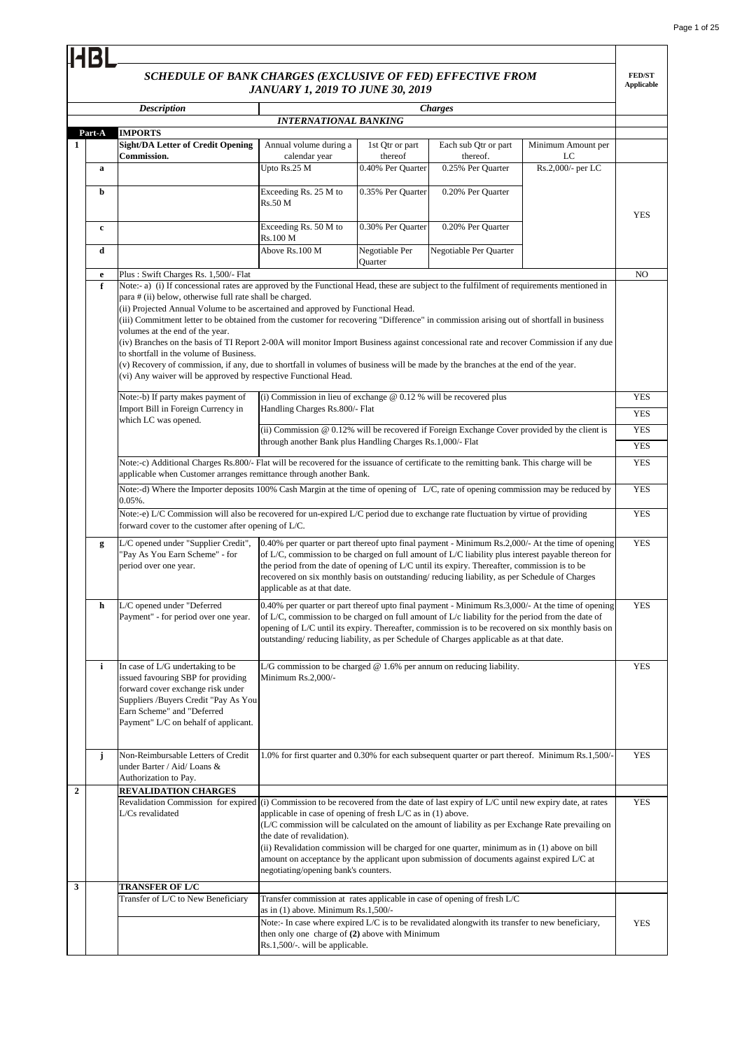HBL

## SCHEDULE OF BANK CHARGES (EXCLUSIVE OF FED) EFFECTIVE FROM JANUARY 1, 2019 TO JUNE 30, 2019

| | | Description | Charges | | | | FED/ST Applicable |
|---|---|---|---|---|---|---|---|
| | | | **INTERNATIONAL BANKING** | | | | |
| **Part-A** | | **IMPORTS** | | | | | |
| **1** | | **Sight/DA Letter of Credit Opening Commission.** | Annual volume during a calendar year | 1st Qtr or part thereof | Each sub Qtr or part thereof. | Minimum Amount per LC | |
| | **a** | | Upto Rs.25 M | 0.40% Per Quarter | 0.25% Per Quarter | Rs.2,000/- per LC | YES |
| | **b** | | Exceeding Rs. 25 M to Rs.50 M | 0.35% Per Quarter | 0.20% Per Quarter | | |
| | **c** | | Exceeding Rs. 50 M to Rs.100 M | 0.30% Per Quarter | 0.20% Per Quarter | | |
| | **d** | | Above Rs.100 M | Negotiable Per Quarter | Negotiable Per Quarter | | |
| | **e** | Plus : Swift Charges Rs. 1,500/- Flat | | | | | NO |
| | **f** | Note:- a) (i) If concessional rates are approved by the Functional Head, these are subject to the fulfilment of requirements mentioned in para # (ii) below, otherwise full rate shall be charged.<br>(ii) Projected Annual Volume to be ascertained and approved by Functional Head.<br>(iii) Commitment letter to be obtained from the customer for recovering "Difference" in commission arising out of shortfall in business volumes at the end of the year.<br>(iv) Branches on the basis of TI Report 2-00A will monitor Import Business against concessional rate and recover Commission if any due to shortfall in the volume of Business.<br>(v) Recovery of commission, if any, due to shortfall in volumes of business will be made by the branches at the end of the year.<br>(vi) Any waiver will be approved by respective Functional Head. | | | | | |
| | | Note:-b) If party makes payment of Import Bill in Foreign Currency in which LC was opened. | (i) Commission in lieu of exchange @ 0.12 % will be recovered plus Handling Charges Rs.800/- Flat | | | | YES<br>YES |
| | | | (ii) Commission @ 0.12% will be recovered if Foreign Exchange Cover provided by the client is through another Bank plus Handling Charges Rs.1,000/- Flat | | | | YES<br>YES |
| | | Note:-c) Additional Charges Rs.800/- Flat will be recovered for the issuance of certificate to the remitting bank. This charge will be applicable when Customer arranges remittance through another Bank. | | | | | YES |
| | | Note:-d) Where the Importer deposits 100% Cash Margin at the time of opening of L/C, rate of opening commission may be reduced by 0.05%. | | | | | YES |
| | | Note:-e) L/C Commission will also be recovered for un-expired L/C period due to exchange rate fluctuation by virtue of providing forward cover to the customer after opening of L/C. | | | | | YES |
| | **g** | L/C opened under "Supplier Credit", "Pay As You Earn Scheme" - for period over one year. | 0.40% per quarter or part thereof upto final payment - Minimum Rs.2,000/- At the time of opening of L/C, commission to be charged on full amount of L/C liability plus interest payable thereon for the period from the date of opening of L/C until its expiry. Thereafter, commission is to be recovered on six monthly basis on outstanding/ reducing liability, as per Schedule of Charges applicable as at that date. | | | | YES |
| | **h** | L/C opened under "Deferred Payment" - for period over one year. | 0.40% per quarter or part thereof upto final payment - Minimum Rs.3,000/- At the time of opening of L/C, commission to be charged on full amount of L/c liability for the period from the date of opening of L/C until its expiry. Thereafter, commission is to be recovered on six monthly basis on outstanding/ reducing liability, as per Schedule of Charges applicable as at that date. | | | | YES |
| | **i** | In case of L/G undertaking to be issued favouring SBP for providing forward cover exchange risk under Suppliers /Buyers Credit "Pay As You Earn Scheme" and "Deferred Payment" L/C on behalf of applicant. | L/G commission to be charged @ 1.6% per annum on reducing liability. Minimum Rs.2,000/- | | | | YES |
| | **j** | Non-Reimbursable Letters of Credit under Barter / Aid/ Loans & Authorization to Pay. | 1.0% for first quarter and 0.30% for each subsequent quarter or part thereof. Minimum Rs.1,500/- | | | | YES |
| **2** | | **REVALIDATION CHARGES** | | | | | |
| | | Revalidation Commission for expired L/Cs revalidated | (i) Commission to be recovered from the date of last expiry of L/C until new expiry date, at rates applicable in case of opening of fresh L/C as in (1) above.<br>(L/C commission will be calculated on the amount of liability as per Exchange Rate prevailing on the date of revalidation).<br>(ii) Revalidation commission will be charged for one quarter, minimum as in (1) above on bill amount on acceptance by the applicant upon submission of documents against expired L/C at negotiating/opening bank's counters. | | | | YES |
| **3** | | **TRANSFER OF L/C** | | | | | |
| | | Transfer of L/C to New Beneficiary | Transfer commission at rates applicable in case of opening of fresh L/C as in (1) above. Minimum Rs.1,500/- | | | | YES |
| | | | Note:- In case where expired L/C is to be revalidated alongwith its transfer to new beneficiary, then only one charge of **(2)** above with Minimum Rs.1,500/-. will be applicable. | | | | |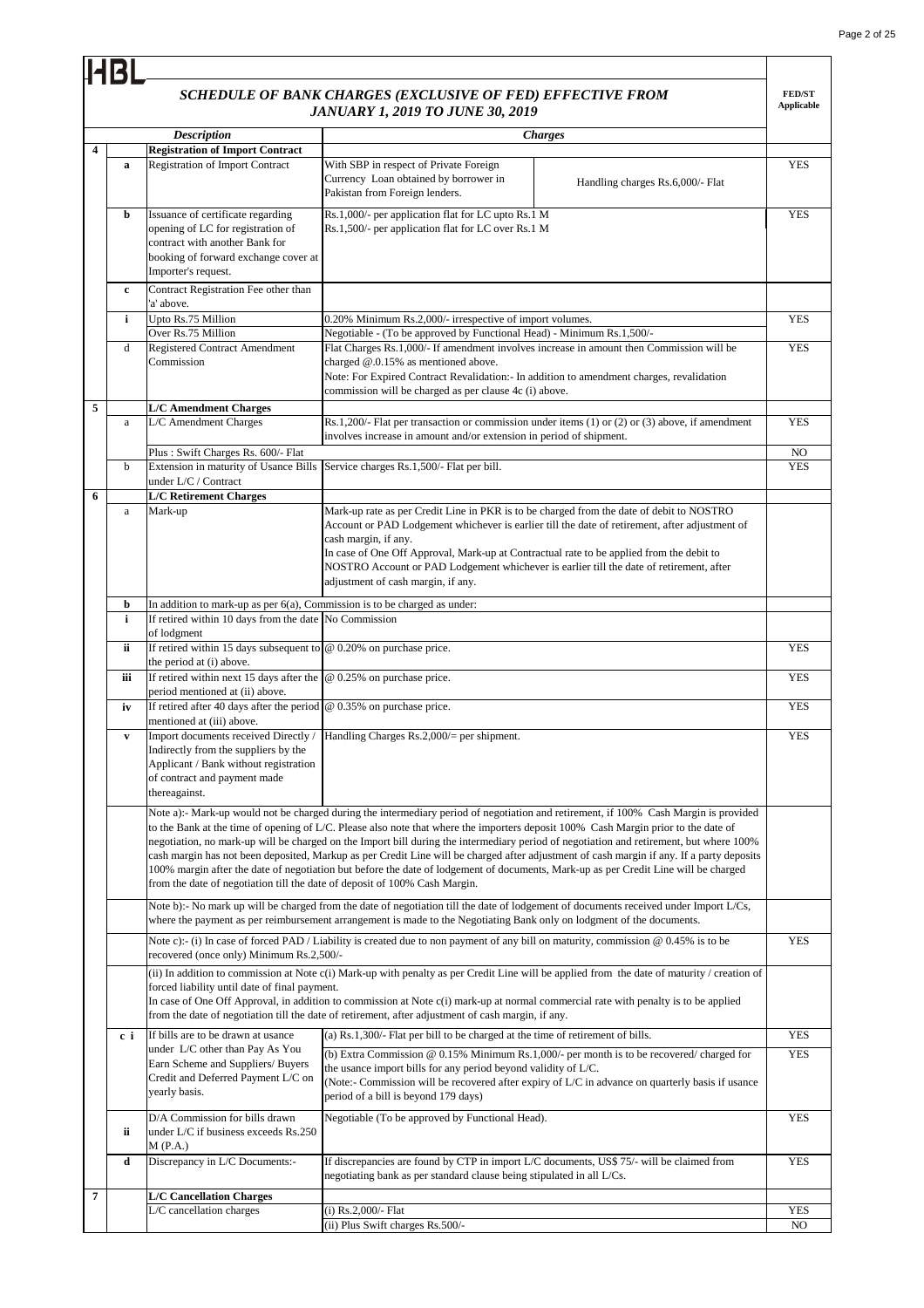HBL

## SCHEDULE OF BANK CHARGES (EXCLUSIVE OF FED) EFFECTIVE FROM JANUARY 1, 2019 TO JUNE 30, 2019

| | | Description | Charges | | FED/ST Applicable |
|---|---|---|---|---|---|
| **4** | | **Registration of Import Contract** | | | |
| | **a** | Registration of Import Contract | With SBP in respect of Private Foreign Currency Loan obtained by borrower in Pakistan from Foreign lenders. | Handling charges Rs.6,000/- Flat | YES |
| | **b** | Issuance of certificate regarding opening of LC for registration of contract with another Bank for booking of forward exchange cover at Importer's request. | Rs.1,000/- per application flat for LC upto Rs.1 M<br>Rs.1,500/- per application flat for LC over Rs.1 M | | YES |
| | **c** | Contract Registration Fee other than 'a' above. | | | |
| | **i** | Upto Rs.75 Million | 0.20% Minimum Rs.2,000/- irrespective of import volumes. | | YES |
| | | Over Rs.75 Million | Negotiable - (To be approved by Functional Head) - Minimum Rs.1,500/- | | |
| | d | Registered Contract Amendment Commission | Flat Charges Rs.1,000/- If amendment involves increase in amount then Commission will be charged @.0.15% as mentioned above.<br>Note: For Expired Contract Revalidation:- In addition to amendment charges, revalidation commission will be charged as per clause 4c (i) above. | | YES |
| **5** | | **L/C Amendment Charges** | | | |
| | a | L/C Amendment Charges | Rs.1,200/- Flat per transaction or commission under items (1) or (2) or (3) above, if amendment involves increase in amount and/or extension in period of shipment. | | YES |
| | | Plus : Swift Charges Rs. 600/- Flat | | | NO |
| | b | Extension in maturity of Usance Bills under L/C / Contract | Service charges Rs.1,500/- Flat per bill. | | YES |
| **6** | | **L/C Retirement Charges** | | | |
| | a | Mark-up | Mark-up rate as per Credit Line in PKR is to be charged from the date of debit to NOSTRO Account or PAD Lodgement whichever is earlier till the date of retirement, after adjustment of cash margin, if any.<br>In case of One Off Approval, Mark-up at Contractual rate to be applied from the debit to NOSTRO Account or PAD Lodgement whichever is earlier till the date of retirement, after adjustment of cash margin, if any. | | |
| | **b** | In addition to mark-up as per 6(a), Commission is to be charged as under: | | | |
| | **i** | If retired within 10 days from the date of lodgment | No Commission | | |
| | **ii** | If retired within 15 days subsequent to the period at (i) above. | @ 0.20% on purchase price. | | YES |
| | **iii** | If retired within next 15 days after the period mentioned at (ii) above. | @ 0.25% on purchase price. | | YES |
| | **iv** | If retired after 40 days after the period mentioned at (iii) above. | @ 0.35% on purchase price. | | YES |
| | **v** | Import documents received Directly / Indirectly from the suppliers by the Applicant / Bank without registration of contract and payment made thereagainst. | Handling Charges Rs.2,000/= per shipment. | | YES |
| | | Note a):- Mark-up would not be charged during the intermediary period of negotiation and retirement, if 100% Cash Margin is provided to the Bank at the time of opening of L/C. Please also note that where the importers deposit 100% Cash Margin prior to the date of negotiation, no mark-up will be charged on the Import bill during the intermediary period of negotiation and retirement, but where 100% cash margin has not been deposited, Markup as per Credit Line will be charged after adjustment of cash margin if any. If a party deposits 100% margin after the date of negotiation but before the date of lodgement of documents, Mark-up as per Credit Line will be charged from the date of negotiation till the date of deposit of 100% Cash Margin. | | | |
| | | Note b):- No mark up will be charged from the date of negotiation till the date of lodgement of documents received under Import L/Cs, where the payment as per reimbursement arrangement is made to the Negotiating Bank only on lodgment of the documents. | | | |
| | | Note c):- (i) In case of forced PAD / Liability is created due to non payment of any bill on maturity, commission @ 0.45% is to be recovered (once only) Minimum Rs.2,500/- | | | YES |
| | | (ii) In addition to commission at Note c(i) Mark-up with penalty as per Credit Line will be applied from the date of maturity / creation of forced liability until date of final payment.<br>In case of One Off Approval, in addition to commission at Note c(i) mark-up at normal commercial rate with penalty is to be applied from the date of negotiation till the date of the retirement, after adjustment of cash margin, if any. | | | |
| | **c i** | If bills are to be drawn at usance under L/C other than Pay As You Earn Scheme and Suppliers/ Buyers Credit and Deferred Payment L/C on yearly basis. | (a) Rs.1,300/- Flat per bill to be charged at the time of retirement of bills. | | YES |
| | | | (b) Extra Commission @ 0.15% Minimum Rs.1,000/- per month is to be recovered/ charged for the usance import bills for any period beyond validity of L/C.<br>(Note:- Commission will be recovered after expiry of L/C in advance on quarterly basis if usance period of a bill is beyond 179 days) | | YES |
| | **ii** | D/A Commission for bills drawn under L/C if business exceeds Rs.250 M (P.A.) | Negotiable (To be approved by Functional Head). | | YES |
| | **d** | Discrepancy in L/C Documents:- | If discrepancies are found by CTP in import L/C documents, US$ 75/- will be claimed from negotiating bank as per standard clause being stipulated in all L/Cs. | | YES |
| **7** | | **L/C Cancellation Charges** | | | |
| | | L/C cancellation charges | (i) Rs.2,000/- Flat | | YES |
| | | | (ii) Plus Swift charges Rs.500/- | | NO |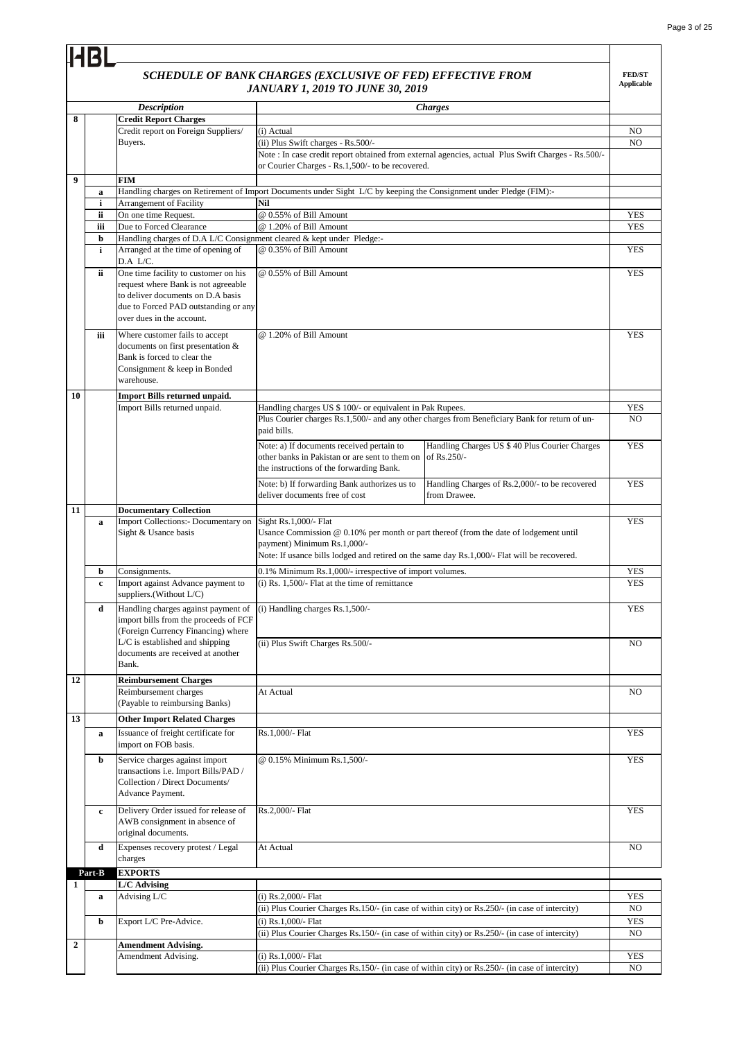HBL

## SCHEDULE OF BANK CHARGES (EXCLUSIVE OF FED) EFFECTIVE FROM JANUARY 1, 2019 TO JUNE 30, 2019

| | | Description | Charges | | FED/ST Applicable |
|---|---|---|---|---|---|
| **8** | | **Credit Report Charges** | | | |
| | | Credit report on Foreign Suppliers/ Buyers. | (i) Actual | | NO |
| | | | (ii) Plus Swift charges - Rs.500/- | | NO |
| | | | Note : In case credit report obtained from external agencies, actual Plus Swift Charges - Rs.500/- or Courier Charges - Rs.1,500/- to be recovered. | | |
| **9** | | **FIM** | | | |
| | **a** | Handling charges on Retirement of Import Documents under Sight L/C by keeping the Consignment under Pledge (FIM):- | | | |
| | **i** | Arrangement of Facility | **Nil** | | |
| | **ii** | On one time Request. | @ 0.55% of Bill Amount | | YES |
| | **iii** | Due to Forced Clearance | @ 1.20% of Bill Amount | | YES |
| | **b** | Handling charges of D.A L/C Consignment cleared & kept under Pledge:- | | | |
| | **i** | Arranged at the time of opening of D.A L/C. | @ 0.35% of Bill Amount | | YES |
| | **ii** | One time facility to customer on his request where Bank is not agreeable to deliver documents on D.A basis due to Forced PAD outstanding or any over dues in the account. | @ 0.55% of Bill Amount | | YES |
| | **iii** | Where customer fails to accept documents on first presentation & Bank is forced to clear the Consignment & keep in Bonded warehouse. | @ 1.20% of Bill Amount | | YES |
| **10** | | **Import Bills returned unpaid.** | | | |
| | | Import Bills returned unpaid. | Handling charges US $ 100/- or equivalent in Pak Rupees. | | YES |
| | | | Plus Courier charges Rs.1,500/- and any other charges from Beneficiary Bank for return of un-paid bills. | | NO |
| | | | Note: a) If documents received pertain to other banks in Pakistan or are sent to them on the instructions of the forwarding Bank. | Handling Charges US $ 40 Plus Courier Charges of Rs.250/- | YES |
| | | | Note: b) If forwarding Bank authorizes us to deliver documents free of cost | Handling Charges of Rs.2,000/- to be recovered from Drawee. | YES |
| **11** | | **Documentary Collection** | | | |
| | **a** | Import Collections:- Documentary on Sight & Usance basis | Sight Rs.1,000/- Flat<br>Usance Commission @ 0.10% per month or part thereof (from the date of lodgement until payment) Minimum Rs.1,000/-<br>Note: If usance bills lodged and retired on the same day Rs.1,000/- Flat will be recovered. | | YES |
| | **b** | Consignments. | 0.1% Minimum Rs.1,000/- irrespective of import volumes. | | YES |
| | **c** | Import against Advance payment to suppliers.(Without L/C) | (i) Rs. 1,500/- Flat at the time of remittance | | YES |
| | **d** | Handling charges against payment of import bills from the proceeds of FCF (Foreign Currency Financing) where L/C is established and shipping documents are received at another Bank. | (i) Handling charges Rs.1,500/- | | YES |
| | | | (ii) Plus Swift Charges Rs.500/- | | NO |
| **12** | | **Reimbursement Charges** | | | |
| | | Reimbursement charges (Payable to reimbursing Banks) | At Actual | | NO |
| **13** | | **Other Import Related Charges** | | | |
| | **a** | Issuance of freight certificate for import on FOB basis. | Rs.1,000/- Flat | | YES |
| | **b** | Service charges against import transactions i.e. Import Bills/PAD / Collection / Direct Documents/ Advance Payment. | @ 0.15% Minimum Rs.1,500/- | | YES |
| | **c** | Delivery Order issued for release of AWB consignment in absence of original documents. | Rs.2,000/- Flat | | YES |
| | **d** | Expenses recovery protest / Legal charges | At Actual | | NO |
| **Part-B** | | **EXPORTS** | | | |
| **1** | | **L/C Advising** | | | |
| | **a** | Advising L/C | (i) Rs.2,000/- Flat | | YES |
| | | | (ii) Plus Courier Charges Rs.150/- (in case of within city) or Rs.250/- (in case of intercity) | | NO |
| | **b** | Export L/C Pre-Advice. | (i) Rs.1,000/- Flat | | YES |
| | | | (ii) Plus Courier Charges Rs.150/- (in case of within city) or Rs.250/- (in case of intercity) | | NO |
| **2** | | **Amendment Advising.** | | | |
| | | Amendment Advising. | (i) Rs.1,000/- Flat | | YES |
| | | | (ii) Plus Courier Charges Rs.150/- (in case of within city) or Rs.250/- (in case of intercity) | | NO |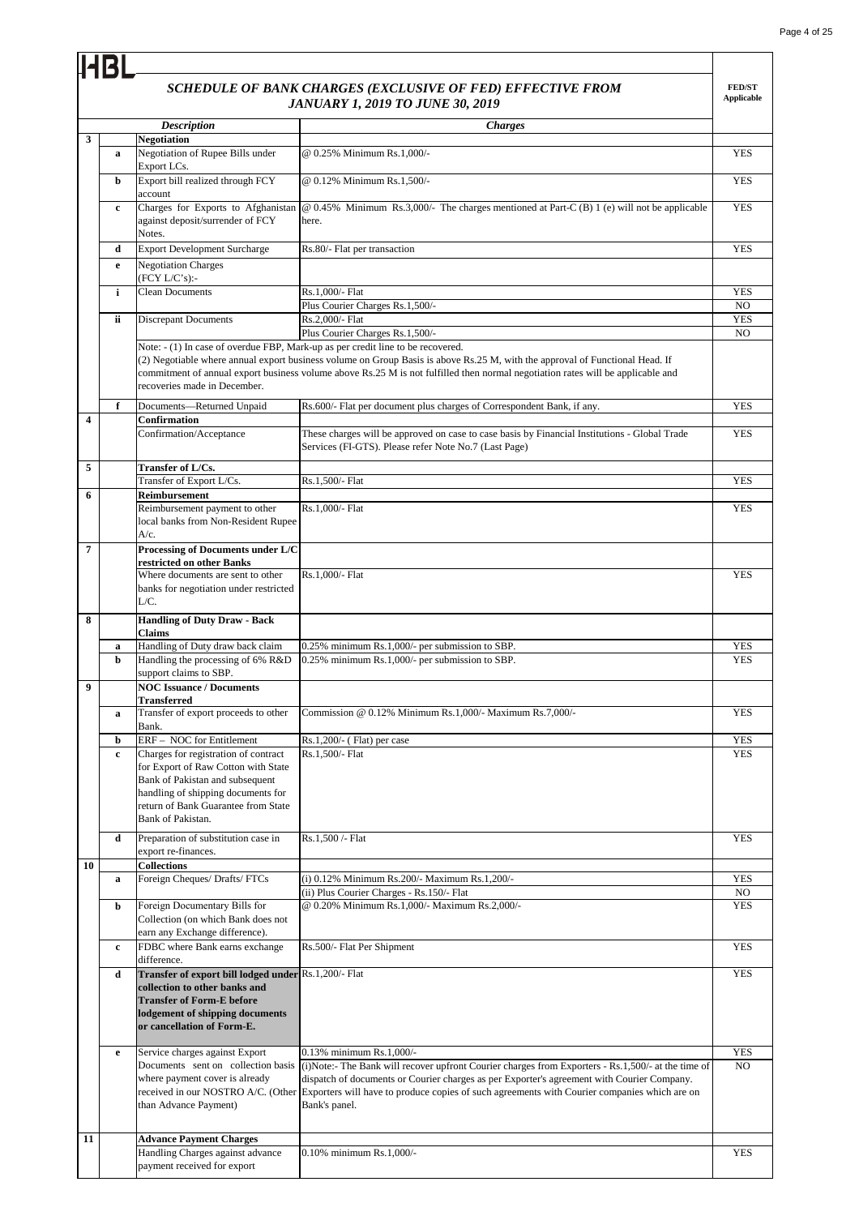HBL

## *SCHEDULE OF BANK CHARGES (EXCLUSIVE OF FED) EFFECTIVE FROM JANUARY 1, 2019 TO JUNE 30, 2019*

| | | *Description* | *Charges* | FED/ST Applicable |
|---|---|---|---|---|
| **3** | | **Negotiation** | | |
| | **a** | Negotiation of Rupee Bills under Export LCs. | @ 0.25% Minimum Rs.1,000/- | YES |
| | **b** | Export bill realized through FCY account | @ 0.12% Minimum Rs.1,500/- | YES |
| | **c** | Charges for Exports to Afghanistan against deposit/surrender of FCY Notes. | @ 0.45% Minimum Rs.3,000/- The charges mentioned at Part-C (B) 1 (e) will not be applicable here. | YES |
| | **d** | Export Development Surcharge | Rs.80/- Flat per transaction | YES |
| | **e** | Negotiation Charges (FCY L/C's):- | | |
| | **i** | Clean Documents | Rs.1,000/- Flat | YES |
| | | | Plus Courier Charges Rs.1,500/- | NO |
| | **ii** | Discrepant Documents | Rs.2,000/- Flat | YES |
| | | | Plus Courier Charges Rs.1,500/- | NO |
| | | Note: - (1) In case of overdue FBP, Mark-up as per credit line to be recovered. (2) Negotiable where annual export business volume on Group Basis is above Rs.25 M, with the approval of Functional Head. If commitment of annual export business volume above Rs.25 M is not fulfilled then normal negotiation rates will be applicable and recoveries made in December. | | |
| | **f** | Documents—Returned Unpaid | Rs.600/- Flat per document plus charges of Correspondent Bank, if any. | YES |
| **4** | | **Confirmation** | | |
| | | Confirmation/Acceptance | These charges will be approved on case to case basis by Financial Institutions - Global Trade Services (FI-GTS). Please refer Note No.7 (Last Page) | YES |
| **5** | | **Transfer of L/Cs.** | | |
| | | Transfer of Export L/Cs. | Rs.1,500/- Flat | YES |
| **6** | | **Reimbursement** | | |
| | | Reimbursement payment to other local banks from Non-Resident Rupee A/c. | Rs.1,000/- Flat | YES |
| **7** | | **Processing of Documents under L/C restricted on other Banks** | | |
| | | Where documents are sent to other banks for negotiation under restricted L/C. | Rs.1,000/- Flat | YES |
| **8** | | **Handling of Duty Draw - Back Claims** | | |
| | **a** | Handling of Duty draw back claim | 0.25% minimum Rs.1,000/- per submission to SBP. | YES |
| | **b** | Handling the processing of 6% R&D support claims to SBP. | 0.25% minimum Rs.1,000/- per submission to SBP. | YES |
| **9** | | **NOC Issuance / Documents Transferred** | | |
| | **a** | Transfer of export proceeds to other Bank. | Commission @ 0.12% Minimum Rs.1,000/- Maximum Rs.7,000/- | YES |
| | **b** | ERF – NOC for Entitlement | Rs.1,200/- ( Flat) per case | YES |
| | **c** | Charges for registration of contract for Export of Raw Cotton with State Bank of Pakistan and subsequent handling of shipping documents for return of Bank Guarantee from State Bank of Pakistan. | Rs.1,500/- Flat | YES |
| | **d** | Preparation of substitution case in export re-finances. | Rs.1,500 /- Flat | YES |
| **10** | | **Collections** | | |
| | **a** | Foreign Cheques/ Drafts/ FTCs | (i) 0.12% Minimum Rs.200/- Maximum Rs.1,200/- | YES |
| | | | (ii) Plus Courier Charges - Rs.150/- Flat | NO |
| | **b** | Foreign Documentary Bills for Collection (on which Bank does not earn any Exchange difference). | @ 0.20% Minimum Rs.1,000/- Maximum Rs.2,000/- | YES |
| | **c** | FDBC where Bank earns exchange difference. | Rs.500/- Flat Per Shipment | YES |
| | **d** | **Transfer of export bill lodged under collection to other banks and Transfer of Form-E before lodgement of shipping documents or cancellation of Form-E.** | Rs.1,200/- Flat | YES |
| | **e** | Service charges against Export Documents sent on collection basis where payment cover is already received in our NOSTRO A/C. (Other than Advance Payment) | 0.13% minimum Rs.1,000/- | YES |
| | | | (i)Note:- The Bank will recover upfront Courier charges from Exporters - Rs.1,500/- at the time of dispatch of documents or Courier charges as per Exporter's agreement with Courier Company. Exporters will have to produce copies of such agreements with Courier companies which are on Bank's panel. | NO |
| **11** | | **Advance Payment Charges** | | |
| | | Handling Charges against advance payment received for export | 0.10% minimum Rs.1,000/- | YES |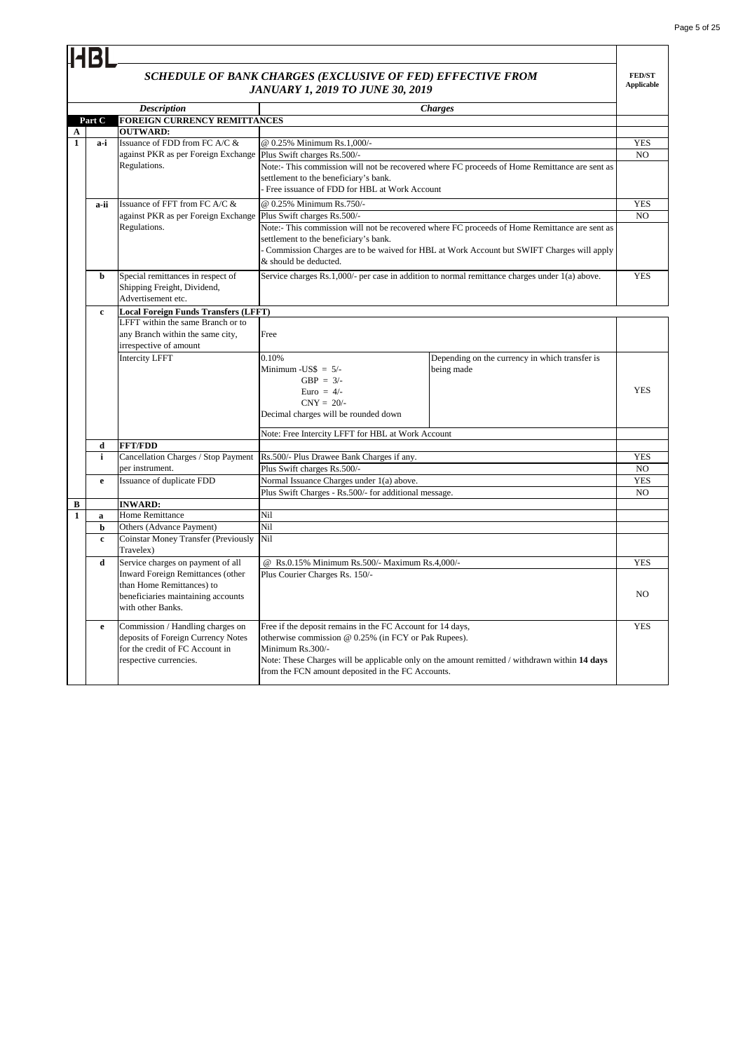HBL

## SCHEDULE OF BANK CHARGES (EXCLUSIVE OF FED) EFFECTIVE FROM JANUARY 1, 2019 TO JUNE 30, 2019

| | | Description | Charges | | FED/ST Applicable |
|---|---|---|---|---|---|
| **Part C** | | **FOREIGN CURRENCY REMITTANCES** | | | |
| **A** | | **OUTWARD:** | | | |
| **1** | **a-i** | Issuance of FDD from FC A/C & against PKR as per Foreign Exchange Regulations. | @ 0.25% Minimum Rs.1,000/- | | YES |
| | | | Plus Swift charges Rs.500/- | | NO |
| | | | Note:- This commission will not be recovered where FC proceeds of Home Remittance are sent as settlement to the beneficiary's bank.<br>- Free issuance of FDD for HBL at Work Account | | |
| | **a-ii** | Issuance of FFT from FC A/C & against PKR as per Foreign Exchange Regulations. | @ 0.25% Minimum Rs.750/- | | YES |
| | | | Plus Swift charges Rs.500/- | | NO |
| | | | Note:- This commission will not be recovered where FC proceeds of Home Remittance are sent as settlement to the beneficiary's bank.<br>- Commission Charges are to be waived for HBL at Work Account but SWIFT Charges will apply & should be deducted. | | |
| | **b** | Special remittances in respect of Shipping Freight, Dividend, Advertisement etc. | Service charges Rs.1,000/- per case in addition to normal remittance charges under 1(a) above. | | YES |
| | **c** | **Local Foreign Funds Transfers (LFFT)** | | | |
| | | LFFT within the same Branch or to any Branch within the same city, irrespective of amount | Free | | |
| | | Intercity LFFT | 0.10%<br>Minimum -US$ = 5/-<br>GBP = 3/-<br>Euro = 4/-<br>CNY = 20/-<br>Decimal charges will be rounded down | Depending on the currency in which transfer is being made | YES |
| | | | Note: Free Intercity LFFT for HBL at Work Account | | |
| | **d** | **FFT/FDD** | | | |
| | **i** | Cancellation Charges / Stop Payment per instrument. | Rs.500/- Plus Drawee Bank Charges if any. | | YES |
| | | | Plus Swift charges Rs.500/- | | NO |
| | **e** | Issuance of duplicate FDD | Normal Issuance Charges under 1(a) above. | | YES |
| | | | Plus Swift Charges - Rs.500/- for additional message. | | NO |
| **B** | | **INWARD:** | | | |
| **1** | **a** | Home Remittance | Nil | | |
| | **b** | Others (Advance Payment) | Nil | | |
| | **c** | Coinstar Money Transfer (Previously Travelex) | Nil | | |
| | **d** | Service charges on payment of all Inward Foreign Remittances (other than Home Remittances) to beneficiaries maintaining accounts with other Banks. | @ Rs.0.15% Minimum Rs.500/- Maximum Rs.4,000/- | | YES |
| | | | Plus Courier Charges Rs. 150/- | | NO |
| | **e** | Commission / Handling charges on deposits of Foreign Currency Notes for the credit of FC Account in respective currencies. | Free if the deposit remains in the FC Account for 14 days, otherwise commission @ 0.25% (in FCY or Pak Rupees).<br>Minimum Rs.300/-<br>Note: These Charges will be applicable only on the amount remitted / withdrawn within **14 days** from the FCN amount deposited in the FC Accounts. | | YES |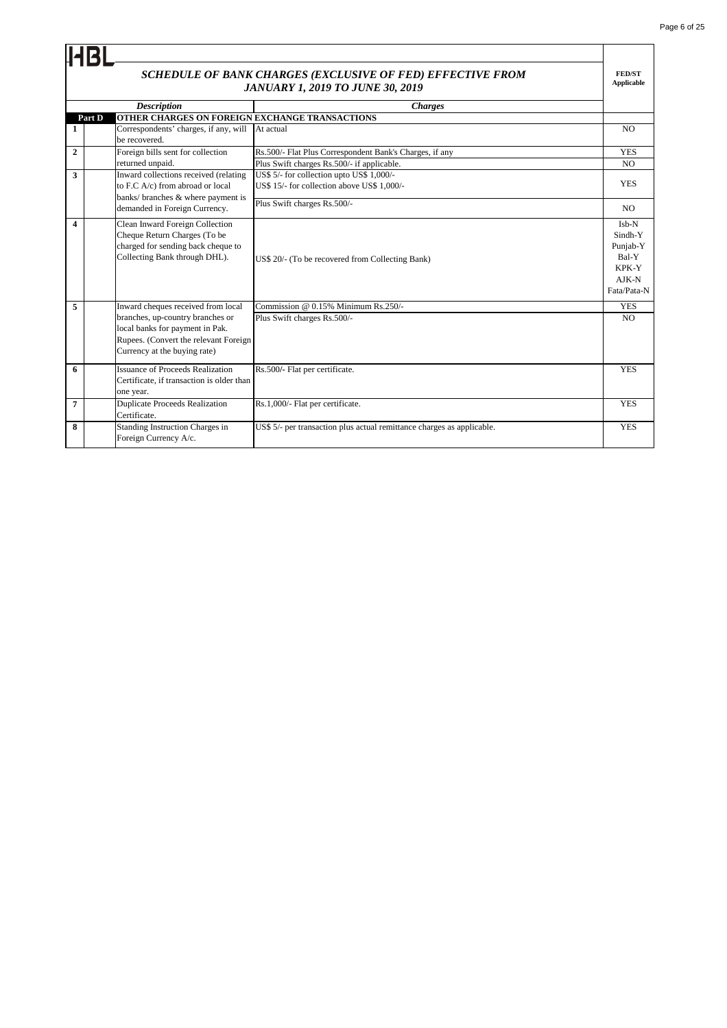HBL

## SCHEDULE OF BANK CHARGES (EXCLUSIVE OF FED) EFFECTIVE FROM JANUARY 1, 2019 TO JUNE 30, 2019

| | | Description | Charges | FED/ST Applicable |
|---|---|---|---|---|
| | Part D | OTHER CHARGES ON FOREIGN EXCHANGE TRANSACTIONS | | |
| 1 | | Correspondents' charges, if any, will be recovered. | At actual | NO |
| 2 | | Foreign bills sent for collection returned unpaid. | Rs.500/- Flat Plus Correspondent Bank's Charges, if any | YES |
| | | | Plus Swift charges Rs.500/- if applicable. | NO |
| 3 | | Inward collections received (relating to F.C A/c) from abroad or local banks/ branches & where payment is demanded in Foreign Currency. | US$ 5/- for collection upto US$ 1,000/-<br>US$ 15/- for collection above US$ 1,000/- | YES |
| | | | Plus Swift charges Rs.500/- | NO |
| 4 | | Clean Inward Foreign Collection Cheque Return Charges (To be charged for sending back cheque to Collecting Bank through DHL). | US$ 20/- (To be recovered from Collecting Bank) | Isb-N<br>Sindh-Y<br>Punjab-Y<br>Bal-Y<br>KPK-Y<br>AJK-N<br>Fata/Pata-N |
| 5 | | Inward cheques received from local branches, up-country branches or local banks for payment in Pak. Rupees. (Convert the relevant Foreign Currency at the buying rate) | Commission @ 0.15% Minimum Rs.250/- | YES |
| | | | Plus Swift charges Rs.500/- | NO |
| 6 | | Issuance of Proceeds Realization Certificate, if transaction is older than one year. | Rs.500/- Flat per certificate. | YES |
| 7 | | Duplicate Proceeds Realization Certificate. | Rs.1,000/- Flat per certificate. | YES |
| 8 | | Standing Instruction Charges in Foreign Currency A/c. | US$ 5/- per transaction plus actual remittance charges as applicable. | YES |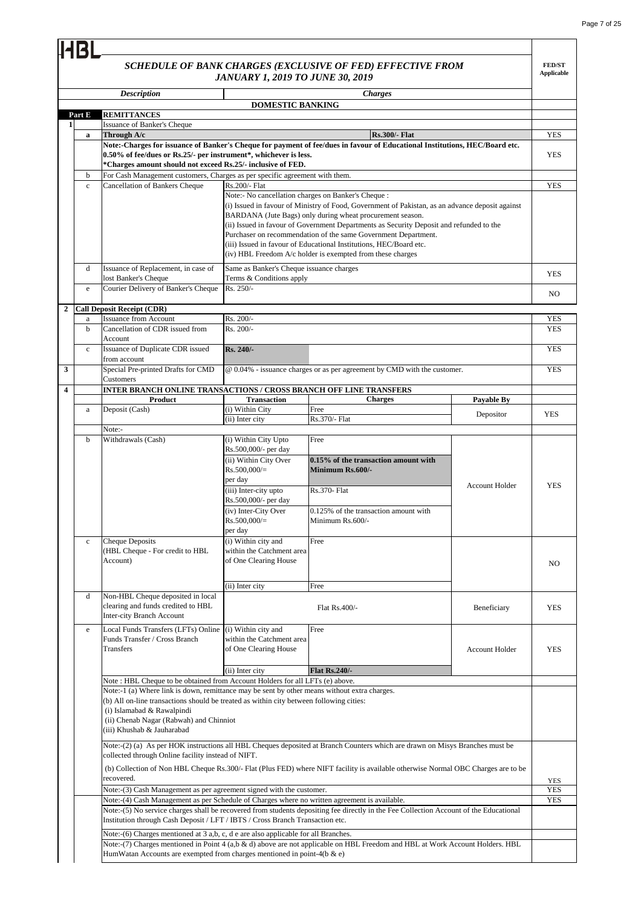HBL

## SCHEDULE OF BANK CHARGES (EXCLUSIVE OF FED) EFFECTIVE FROM JANUARY 1, 2019 TO JUNE 30, 2019

| | | Description | Charges | | | FED/ST Applicable |
|---|---|---|---|---|---|---|
| | | | **DOMESTIC BANKING** | | | |
| **Part E** | | **REMITTANCES** | | | | |
| 1 | | Issuance of Banker's Cheque | | | | |
| | **a** | **Through A/c** | | **Rs.300/- Flat** | | YES |
| | | **Note:-Charges for issuance of Banker's Cheque for payment of fee/dues in favour of Educational Institutions, HEC/Board etc. 0.50% of fee/dues or Rs.25/- per instrument\*, whichever is less. \*Charges amount should not exceed Rs.25/- inclusive of FED.** | | | | YES |
| | b | For Cash Management customers, Charges as per specific agreement with them. | | | | |
| | c | Cancellation of Bankers Cheque | Rs.200/- Flat<br>Note:- No cancellation charges on Banker's Cheque :<br>(i) Issued in favour of Ministry of Food, Government of Pakistan, as an advance deposit against BARDANA (Jute Bags) only during wheat procurement season.<br>(ii) Issued in favour of Government Departments as Security Deposit and refunded to the Purchaser on recommendation of the same Government Department.<br>(iii) Issued in favour of Educational Institutions, HEC/Board etc.<br>(iv) HBL Freedom A/c holder is exempted from these charges | | | YES |
| | d | Issuance of Replacement, in case of lost Banker's Cheque | Same as Banker's Cheque issuance charges<br>Terms & Conditions apply | | | YES |
| | e | Courier Delivery of Banker's Cheque | Rs. 250/- | | | NO |
| 2 | | **Call Deposit Receipt (CDR)** | | | | |
| | a | Issuance from Account | Rs. 200/- | | | YES |
| | b | Cancellation of CDR issued from Account | Rs. 200/- | | | YES |
| | c | Issuance of Duplicate CDR issued from account | **Rs. 240/-** | | | YES |
| 3 | | Special Pre-printed Drafts for CMD Customers | @ 0.04% - issuance charges or as per agreement by CMD with the customer. | | | YES |
| 4 | | **INTER BRANCH ONLINE TRANSACTIONS / CROSS BRANCH OFF LINE TRANSFERS** | | | | |
| | | **Product** | **Transaction** | **Charges** | **Payable By** | |
| | a | Deposit (Cash) | (i) Within City | Free | Depositor | YES |
| | | | (ii) Inter city | Rs.370/- Flat | | |
| | | Note:- | | | | |
| | b | Withdrawals (Cash) | (i) Within City Upto Rs.500,000/- per day | Free | Account Holder | YES |
| | | | (ii) Within City Over Rs.500,000/= per day | **0.15% of the transaction amount with Minimum Rs.600/-** | | |
| | | | (iii) Inter-city upto Rs.500,000/- per day | Rs.370- Flat | | |
| | | | (iv) Inter-City Over Rs.500,000/= per day | 0.125% of the transaction amount with Minimum Rs.600/- | | |
| | c | Cheque Deposits (HBL Cheque - For credit to HBL Account) | (i) Within city and within the Catchment area of One Clearing House | Free | | NO |
| | | | (ii) Inter city | Free | | |
| | d | Non-HBL Cheque deposited in local clearing and funds credited to HBL Inter-city Branch Account | | Flat Rs.400/- | Beneficiary | YES |
| | e | Local Funds Transfers (LFTs) Online Funds Transfer / Cross Branch Transfers | (i) Within city and within the Catchment area of One Clearing House | Free | Account Holder | YES |
| | | | (ii) Inter city | **Flat Rs.240/-** | | |
| | | Note : HBL Cheque to be obtained from Account Holders for all LFTs (e) above. | | | | |
| | | Note:-1 (a) Where link is down, remittance may be sent by other means without extra charges.<br>(b) All on-line transactions should be treated as within city between following cities:<br>(i) Islamabad & Rawalpindi<br>(ii) Chenab Nagar (Rabwah) and Chinniot<br>(iii) Khushab & Jauharabad | | | | |
| | | Note:-(2) (a) As per HOK instructions all HBL Cheques deposited at Branch Counters which are drawn on Misys Branches must be collected through Online facility instead of NIFT.<br>(b) Collection of Non HBL Cheque Rs.300/- Flat (Plus FED) where NIFT facility is available otherwise Normal OBC Charges are to be recovered. | | | | YES |
| | | Note:-(3) Cash Management as per agreement signed with the customer. | | | | YES |
| | | Note:-(4) Cash Management as per Schedule of Charges where no written agreement is available. | | | | YES |
| | | Note:-(5) No service charges shall be recovered from students depositing fee directly in the Fee Collection Account of the Educational Institution through Cash Deposit / LFT / IBTS / Cross Branch Transaction etc. | | | | |
| | | Note:-(6) Charges mentioned at 3 a,b, c, d e are also applicable for all Branches. | | | | |
| | | Note:-(7) Charges mentioned in Point 4 (a,b & d) above are not applicable on HBL Freedom and HBL at Work Account Holders. HBL HumWatan Accounts are exempted from charges mentioned in point-4(b & e) | | | | |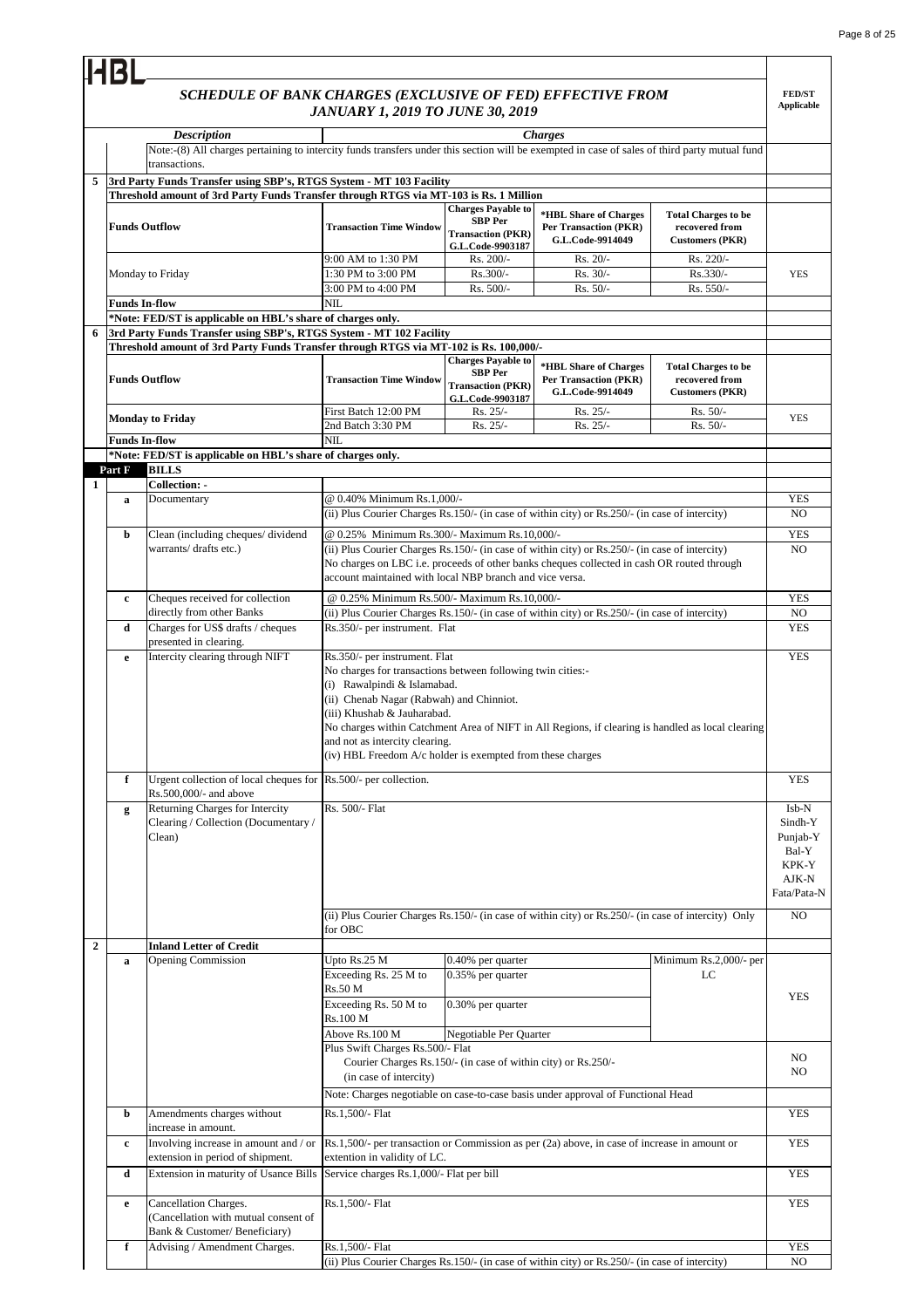HBL

## SCHEDULE OF BANK CHARGES (EXCLUSIVE OF FED) EFFECTIVE FROM JANUARY 1, 2019 TO JUNE 30, 2019

| | | Description | Charges | | | | FED/ST Applicable |
|---|---|---|---|---|---|---|---|
| | | Note:-(8) All charges pertaining to intercity funds transfers under this section will be exempted in case of sales of third party mutual fund transactions. | | | | | |
| 5 | | **3rd Party Funds Transfer using SBP's, RTGS System - MT 103 Facility** | | | | | |
| | | **Threshold amount of 3rd Party Funds Transfer through RTGS via MT-103 is Rs. 1 Million** | | | | | |
| | | **Funds Outflow** | **Transaction Time Window** | **Charges Payable to SBP Per Transaction (PKR) G.L.Code-9903187** | ***HBL Share of Charges Per Transaction (PKR) G.L.Code-9914049** | **Total Charges to be recovered from Customers (PKR)** | |
| | | Monday to Friday | 9:00 AM to 1:30 PM | Rs. 200/- | Rs. 20/- | Rs. 220/- | YES |
| | | | 1:30 PM to 3:00 PM | Rs.300/- | Rs. 30/- | Rs.330/- | |
| | | | 3:00 PM to 4:00 PM | Rs. 500/- | Rs. 50/- | Rs. 550/- | |
| | | **Funds In-flow** | NIL | | | | |
| | | ***Note: FED/ST is applicable on HBL's share of charges only.** | | | | | |
| 6 | | **3rd Party Funds Transfer using SBP's, RTGS System - MT 102 Facility** | | | | | |
| | | **Threshold amount of 3rd Party Funds Transfer through RTGS via MT-102 is Rs. 100,000/-** | | | | | |
| | | **Funds Outflow** | **Transaction Time Window** | **Charges Payable to SBP Per Transaction (PKR) G.L.Code-9903187** | ***HBL Share of Charges Per Transaction (PKR) G.L.Code-9914049** | **Total Charges to be recovered from Customers (PKR)** | |
| | | **Monday to Friday** | First Batch 12:00 PM | Rs. 25/- | Rs. 25/- | Rs. 50/- | YES |
| | | | 2nd Batch 3:30 PM | Rs. 25/- | Rs. 25/- | Rs. 50/- | |
| | | **Funds In-flow** | NIL | | | | |
| | | ***Note: FED/ST is applicable on HBL's share of charges only.** | | | | | |
| **Part F** | | **BILLS** | | | | | |
| 1 | | **Collection: -** | | | | | |
| | a | Documentary | @ 0.40% Minimum Rs.1,000/- | | | | YES |
| | | | (ii) Plus Courier Charges Rs.150/- (in case of within city) or Rs.250/- (in case of intercity) | | | | NO |
| | b | Clean (including cheques/ dividend warrants/ drafts etc.) | @ 0.25% Minimum Rs.300/- Maximum Rs.10,000/- | | | | YES |
| | | | (ii) Plus Courier Charges Rs.150/- (in case of within city) or Rs.250/- (in case of intercity)<br>No charges on LBC i.e. proceeds of other banks cheques collected in cash OR routed through account maintained with local NBP branch and vice versa. | | | | NO |
| | c | Cheques received for collection directly from other Banks | @ 0.25% Minimum Rs.500/- Maximum Rs.10,000/- | | | | YES |
| | | | (ii) Plus Courier Charges Rs.150/- (in case of within city) or Rs.250/- (in case of intercity) | | | | NO |
| | d | Charges for US$ drafts / cheques presented in clearing. | Rs.350/- per instrument. Flat | | | | YES |
| | e | Intercity clearing through NIFT | Rs.350/- per instrument. Flat<br>No charges for transactions between following twin cities:-<br>(i) Rawalpindi & Islamabad.<br>(ii) Chenab Nagar (Rabwah) and Chinniot.<br>(iii) Khushab & Jauharabad.<br>No charges within Catchment Area of NIFT in All Regions, if clearing is handled as local clearing and not as intercity clearing.<br>(iv) HBL Freedom A/c holder is exempted from these charges | | | | YES |
| | f | Urgent collection of local cheques for Rs.500,000/- and above | Rs.500/- per collection. | | | | YES |
| | g | Returning Charges for Intercity Clearing / Collection (Documentary / Clean) | Rs. 500/- Flat | | | | Isb-N<br>Sindh-Y<br>Punjab-Y<br>Bal-Y<br>KPK-Y<br>AJK-N<br>Fata/Pata-N |
| | | | (ii) Plus Courier Charges Rs.150/- (in case of within city) or Rs.250/- (in case of intercity) Only for OBC | | | | NO |
| 2 | | **Inland Letter of Credit** | | | | | |
| | a | Opening Commission | Upto Rs.25 M | 0.40% per quarter | | Minimum Rs.2,000/- per LC | YES |
| | | | Exceeding Rs. 25 M to Rs.50 M | 0.35% per quarter | | | |
| | | | Exceeding Rs. 50 M to Rs.100 M | 0.30% per quarter | | | |
| | | | Above Rs.100 M | Negotiable Per Quarter | | | |
| | | | Plus Swift Charges Rs.500/- Flat<br>Courier Charges Rs.150/- (in case of within city) or Rs.250/- (in case of intercity) | | | | NO<br>NO |
| | | | Note: Charges negotiable on case-to-case basis under approval of Functional Head | | | | |
| | b | Amendments charges without increase in amount. | Rs.1,500/- Flat | | | | YES |
| | c | Involving increase in amount and / or extension in period of shipment. | Rs.1,500/- per transaction or Commission as per (2a) above, in case of increase in amount or extention in validity of LC. | | | | YES |
| | d | Extension in maturity of Usance Bills | Service charges Rs.1,000/- Flat per bill | | | | YES |
| | e | Cancellation Charges. (Cancellation with mutual consent of Bank & Customer/ Beneficiary) | Rs.1,500/- Flat | | | | YES |
| | f | Advising / Amendment Charges. | Rs.1,500/- Flat | | | | YES |
| | | | (ii) Plus Courier Charges Rs.150/- (in case of within city) or Rs.250/- (in case of intercity) | | | | NO |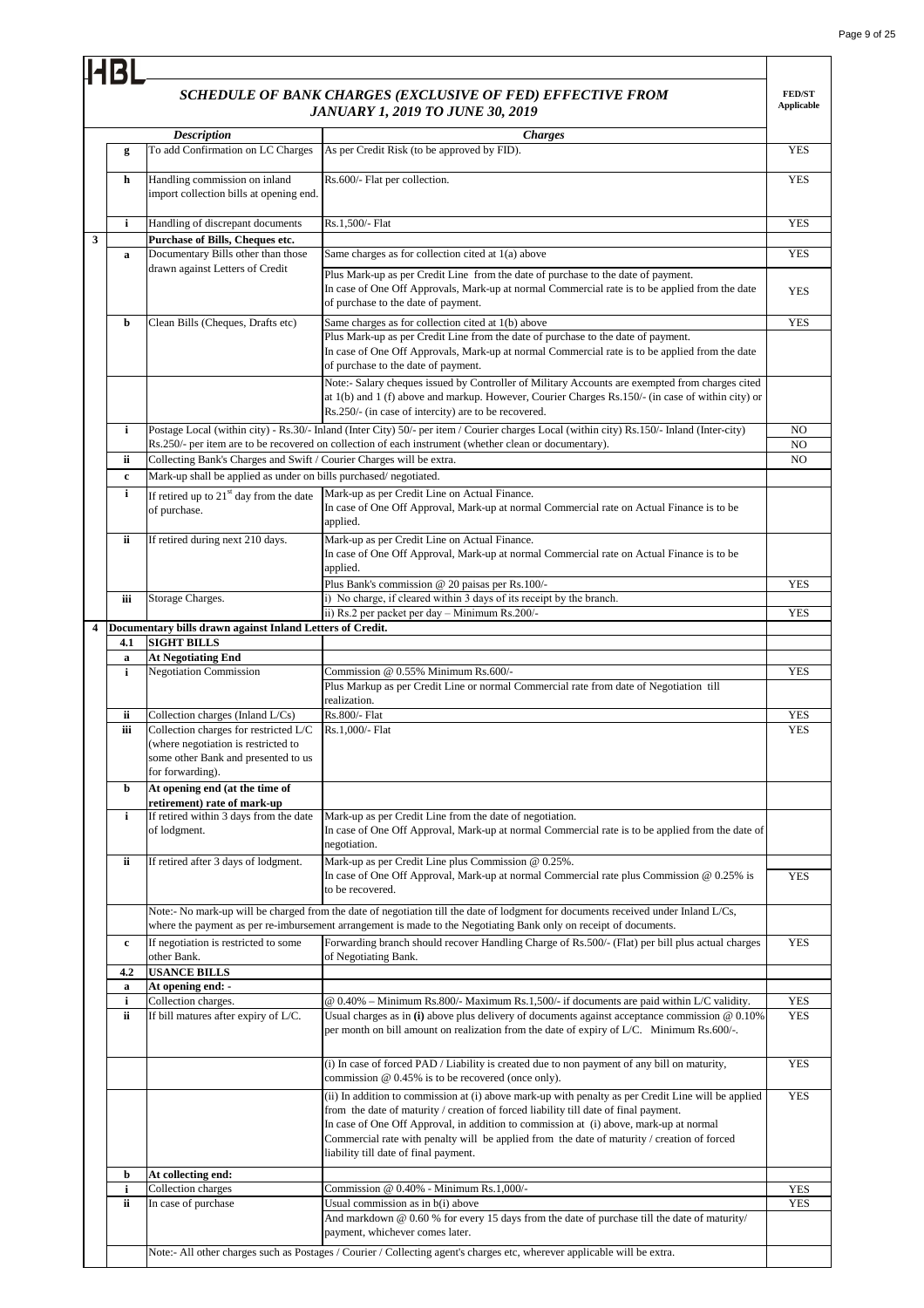HBL

## *SCHEDULE OF BANK CHARGES (EXCLUSIVE OF FED) EFFECTIVE FROM JANUARY 1, 2019 TO JUNE 30, 2019*

| | | *Description* | *Charges* | **FED/ST Applicable** |
|---|---|---|---|---|
| | **g** | To add Confirmation on LC Charges | As per Credit Risk (to be approved by FID). | YES |
| | **h** | Handling commission on inland import collection bills at opening end. | Rs.600/- Flat per collection. | YES |
| | **i** | Handling of discrepant documents | Rs.1,500/- Flat | YES |
| **3** | | **Purchase of Bills, Cheques etc.** | | |
| | **a** | Documentary Bills other than those drawn against Letters of Credit | Same charges as for collection cited at 1(a) above | YES |
| | | | Plus Mark-up as per Credit Line from the date of purchase to the date of payment. In case of One Off Approvals, Mark-up at normal Commercial rate is to be applied from the date of purchase to the date of payment. | YES |
| | **b** | Clean Bills (Cheques, Drafts etc) | Same charges as for collection cited at 1(b) above | YES |
| | | | Plus Mark-up as per Credit Line from the date of purchase to the date of payment. In case of One Off Approvals, Mark-up at normal Commercial rate is to be applied from the date of purchase to the date of payment. | |
| | | | Note:- Salary cheques issued by Controller of Military Accounts are exempted from charges cited at 1(b) and 1 (f) above and markup. However, Courier Charges Rs.150/- (in case of within city) or Rs.250/- (in case of intercity) are to be recovered. | |
| | **i** | Postage Local (within city) - Rs.30/- Inland (Inter City) 50/- per item / Courier charges Local (within city) Rs.150/- Inland (Inter-city) Rs.250/- per item are to be recovered on collection of each instrument (whether clean or documentary). | | NO<br>NO |
| | **ii** | Collecting Bank's Charges and Swift / Courier Charges will be extra. | | NO |
| | **c** | Mark-up shall be applied as under on bills purchased/ negotiated. | | |
| | **i** | If retired up to 21[st] day from the date of purchase. | Mark-up as per Credit Line on Actual Finance. In case of One Off Approval, Mark-up at normal Commercial rate on Actual Finance is to be applied. | |
| | **ii** | If retired during next 210 days. | Mark-up as per Credit Line on Actual Finance. In case of One Off Approval, Mark-up at normal Commercial rate on Actual Finance is to be applied. | |
| | | | Plus Bank's commission @ 20 paisas per Rs.100/- | YES |
| | **iii** | Storage Charges. | i) No charge, if cleared within 3 days of its receipt by the branch. | |
| | | | ii) Rs.2 per packet per day – Minimum Rs.200/- | YES |
| **4** | | **Documentary bills drawn against Inland Letters of Credit.** | | |
| | **4.1** | **SIGHT BILLS** | | |
| | **a** | **At Negotiating End** | | |
| | **i** | Negotiation Commission | Commission @ 0.55% Minimum Rs.600/- | YES |
| | | | Plus Markup as per Credit Line or normal Commercial rate from date of Negotiation till realization. | |
| | **ii** | Collection charges (Inland L/Cs) | Rs.800/- Flat | YES |
| | **iii** | Collection charges for restricted L/C (where negotiation is restricted to some other Bank and presented to us for forwarding). | Rs.1,000/- Flat | YES |
| | **b** | **At opening end (at the time of retirement) rate of mark-up** | | |
| | **i** | If retired within 3 days from the date of lodgment. | Mark-up as per Credit Line from the date of negotiation. In case of One Off Approval, Mark-up at normal Commercial rate is to be applied from the date of negotiation. | |
| | **ii** | If retired after 3 days of lodgment. | Mark-up as per Credit Line plus Commission @ 0.25%. In case of One Off Approval, Mark-up at normal Commercial rate plus Commission @ 0.25% is to be recovered. | YES |
| | | Note:- No mark-up will be charged from the date of negotiation till the date of lodgment for documents received under Inland L/Cs, where the payment as per re-imbursement arrangement is made to the Negotiating Bank only on receipt of documents. | | |
| | **c** | If negotiation is restricted to some other Bank. | Forwarding branch should recover Handling Charge of Rs.500/- (Flat) per bill plus actual charges of Negotiating Bank. | YES |
| | **4.2** | **USANCE BILLS** | | |
| | **a** | **At opening end: -** | | |
| | **i** | Collection charges. | @ 0.40% – Minimum Rs.800/- Maximum Rs.1,500/- if documents are paid within L/C validity. | YES |
| | **ii** | If bill matures after expiry of L/C. | Usual charges as in **(i)** above plus delivery of documents against acceptance commission @ 0.10% per month on bill amount on realization from the date of expiry of L/C. Minimum Rs.600/-. | YES |
| | | | (i) In case of forced PAD / Liability is created due to non payment of any bill on maturity, commission @ 0.45% is to be recovered (once only). | YES |
| | | | (ii) In addition to commission at (i) above mark-up with penalty as per Credit Line will be applied from the date of maturity / creation of forced liability till date of final payment. In case of One Off Approval, in addition to commission at (i) above, mark-up at normal Commercial rate with penalty will be applied from the date of maturity / creation of forced liability till date of final payment. | YES |
| | **b** | **At collecting end:** | | |
| | **i** | Collection charges | Commission @ 0.40% - Minimum Rs.1,000/- | YES |
| | **ii** | In case of purchase | Usual commission as in b(i) above | YES |
| | | | And markdown @ 0.60 % for every 15 days from the date of purchase till the date of maturity/ payment, whichever comes later. | |
| | | Note:- All other charges such as Postages / Courier / Collecting agent's charges etc, wherever applicable will be extra. | | |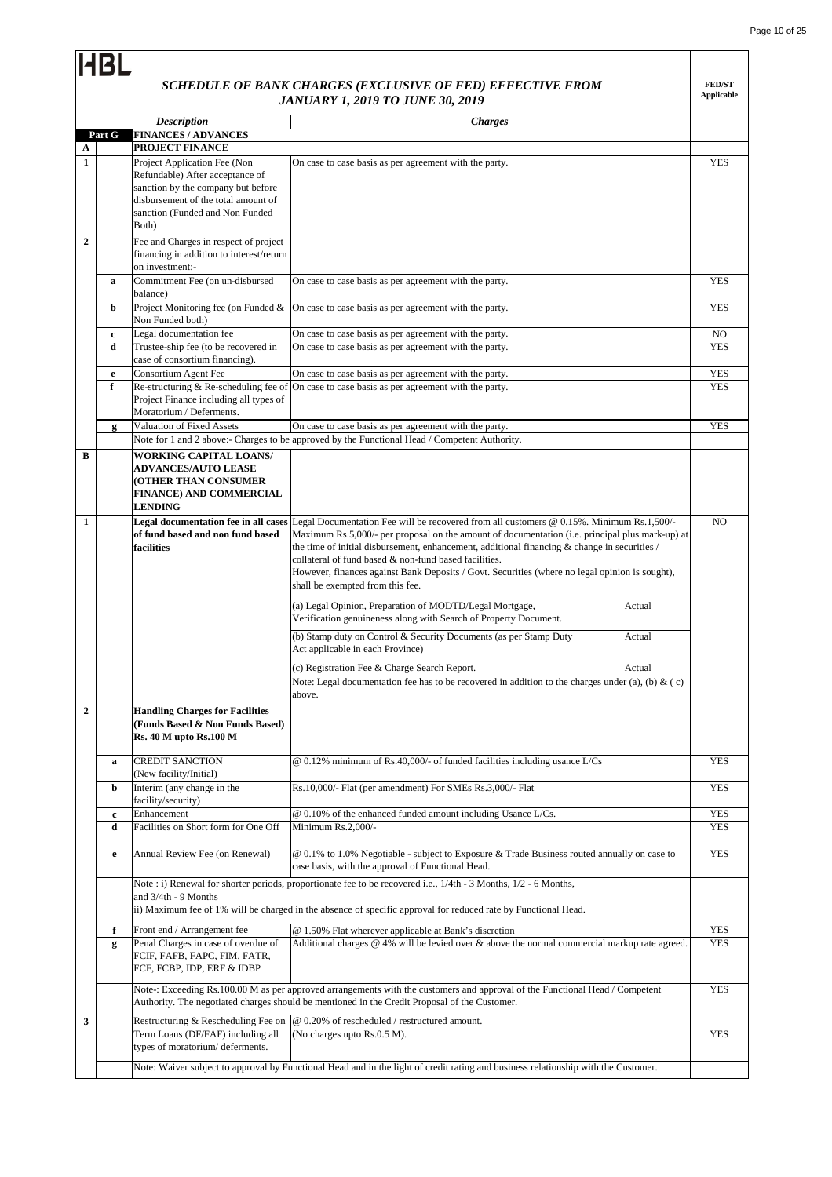HBL

## SCHEDULE OF BANK CHARGES (EXCLUSIVE OF FED) EFFECTIVE FROM JANUARY 1, 2019 TO JUNE 30, 2019

| | | Description | Charges | | FED/ST Applicable |
|---|---|---|---|---|---|
| | **Part G** | **FINANCES / ADVANCES** | | | |
| **A** | | **PROJECT FINANCE** | | | |
| **1** | | Project Application Fee (Non Refundable) After acceptance of sanction by the company but before disbursement of the total amount of sanction (Funded and Non Funded Both) | On case to case basis as per agreement with the party. | | YES |
| **2** | | Fee and Charges in respect of project financing in addition to interest/return on investment:- | | | |
| | **a** | Commitment Fee (on un-disbursed balance) | On case to case basis as per agreement with the party. | | YES |
| | **b** | Project Monitoring fee (on Funded & Non Funded both) | On case to case basis as per agreement with the party. | | YES |
| | **c** | Legal documentation fee | On case to case basis as per agreement with the party. | | NO |
| | **d** | Trustee-ship fee (to be recovered in case of consortium financing). | On case to case basis as per agreement with the party. | | YES |
| | **e** | Consortium Agent Fee | On case to case basis as per agreement with the party. | | YES |
| | **f** | Re-structuring & Re-scheduling fee of Project Finance including all types of Moratorium / Deferments. | On case to case basis as per agreement with the party. | | YES |
| | **g** | Valuation of Fixed Assets | On case to case basis as per agreement with the party. | | YES |
| | | | Note for 1 and 2 above:- Charges to be approved by the Functional Head / Competent Authority. | | |
| **B** | | **WORKING CAPITAL LOANS/ ADVANCES/AUTO LEASE (OTHER THAN CONSUMER FINANCE) AND COMMERCIAL LENDING** | | | |
| **1** | | **Legal documentation fee in all cases of fund based and non fund based facilities** | Legal Documentation Fee will be recovered from all customers @ 0.15%. Minimum Rs.1,500/- Maximum Rs.5,000/- per proposal on the amount of documentation (i.e. principal plus mark-up) at the time of initial disbursement, enhancement, additional financing & change in securities / collateral of fund based & non-fund based facilities.<br>However, finances against Bank Deposits / Govt. Securities (where no legal opinion is sought), shall be exempted from this fee. | | NO |
| | | | (a) Legal Opinion, Preparation of MODTD/Legal Mortgage, Verification genuineness along with Search of Property Document. | Actual | |
| | | | (b) Stamp duty on Control & Security Documents (as per Stamp Duty Act applicable in each Province) | Actual | |
| | | | (c) Registration Fee & Charge Search Report. | Actual | |
| | | | Note: Legal documentation fee has to be recovered in addition to the charges under (a), (b) & ( c) above. | | |
| **2** | | **Handling Charges for Facilities (Funds Based & Non Funds Based) Rs. 40 M upto Rs.100 M** | | | |
| | **a** | CREDIT SANCTION (New facility/Initial) | @ 0.12% minimum of Rs.40,000/- of funded facilities including usance L/Cs | | YES |
| | **b** | Interim (any change in the facility/security) | Rs.10,000/- Flat (per amendment) For SMEs Rs.3,000/- Flat | | YES |
| | **c** | Enhancement | @ 0.10% of the enhanced funded amount including Usance L/Cs. | | YES |
| | **d** | Facilities on Short form for One Off | Minimum Rs.2,000/- | | YES |
| | **e** | Annual Review Fee (on Renewal) | @ 0.1% to 1.0% Negotiable - subject to Exposure & Trade Business routed annually on case to case basis, with the approval of Functional Head. | | YES |
| | | Note : i) Renewal for shorter periods, proportionate fee to be recovered i.e., 1/4th - 3 Months, 1/2 - 6 Months, and 3/4th - 9 Months<br>ii) Maximum fee of 1% will be charged in the absence of specific approval for reduced rate by Functional Head. | | | |
| | **f** | Front end / Arrangement fee | @ 1.50% Flat wherever applicable at Bank's discretion | | YES |
| | **g** | Penal Charges in case of overdue of FCIF, FAFB, FAPC, FIM, FATR, FCF, FCBP, IDP, ERF & IDBP | Additional charges @ 4% will be levied over & above the normal commercial markup rate agreed. | | YES |
| | | Note-: Exceeding Rs.100.00 M as per approved arrangements with the customers and approval of the Functional Head / Competent Authority. The negotiated charges should be mentioned in the Credit Proposal of the Customer. | | | YES |
| **3** | | Restructuring & Rescheduling Fee on Term Loans (DF/FAF) including all types of moratorium/ deferments. | @ 0.20% of rescheduled / restructured amount.<br>(No charges upto Rs.0.5 M). | | YES |
| | | Note: Waiver subject to approval by Functional Head and in the light of credit rating and business relationship with the Customer. | | | |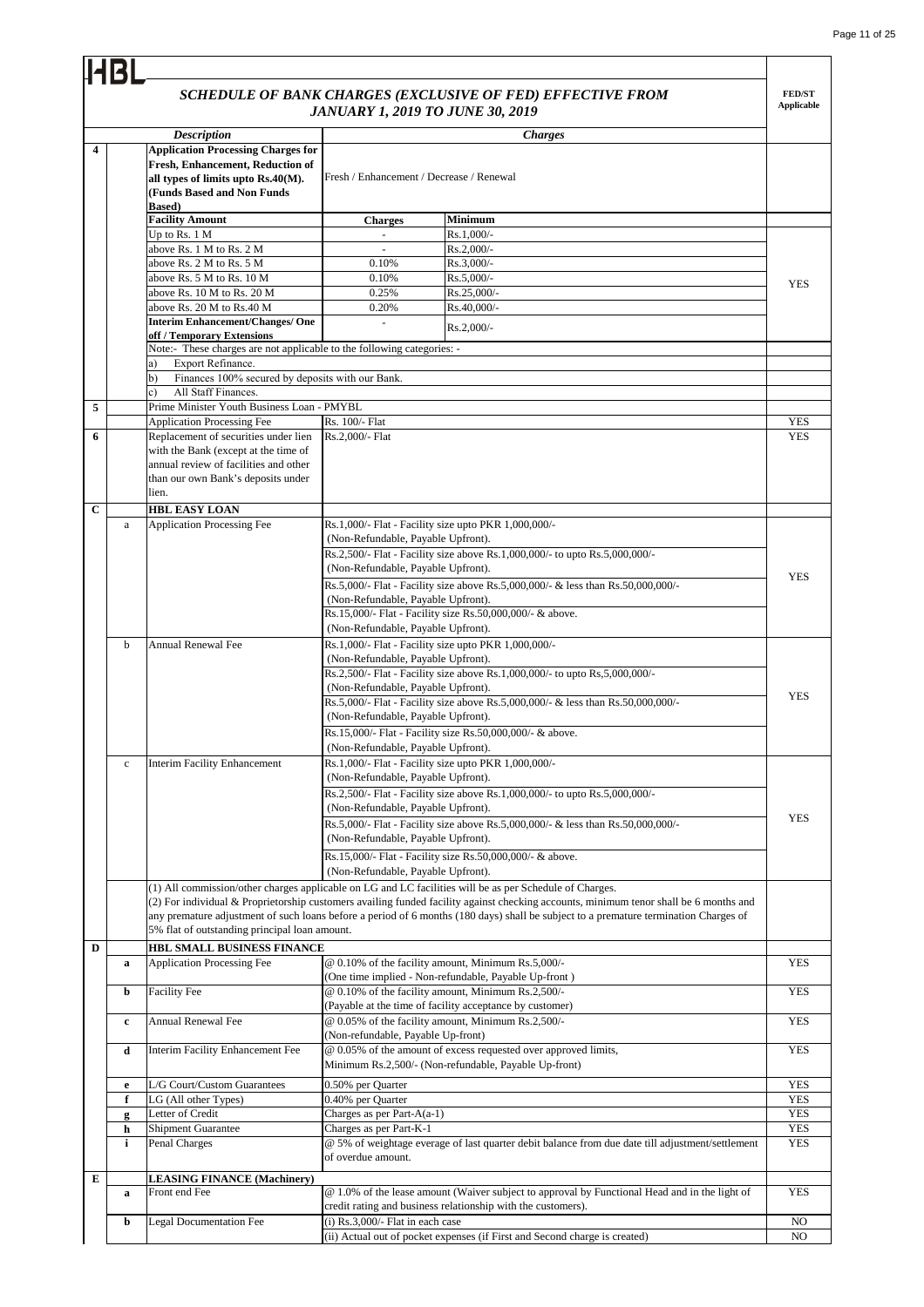HBL

***SCHEDULE OF BANK CHARGES (EXCLUSIVE OF FED) EFFECTIVE FROM JANUARY 1, 2019 TO JUNE 30, 2019***

| | | Description | Charges | | FED/ST Applicable |
|---|---|---|---|---|---|
| **4** | | **Application Processing Charges for Fresh, Enhancement, Reduction of all types of limits upto Rs.40(M). (Funds Based and Non Funds Based)** | Fresh / Enhancement / Decrease / Renewal | | |
| | | **Facility Amount** | **Charges** | **Minimum** | |
| | | Up to Rs. 1 M | - | Rs.1,000/- | YES |
| | | above Rs. 1 M to Rs. 2 M | - | Rs.2,000/- | |
| | | above Rs. 2 M to Rs. 5 M | 0.10% | Rs.3,000/- | |
| | | above Rs. 5 M to Rs. 10 M | 0.10% | Rs.5,000/- | |
| | | above Rs. 10 M to Rs. 20 M | 0.25% | Rs.25,000/- | |
| | | above Rs. 20 M to Rs.40 M | 0.20% | Rs.40,000/- | |
| | | **Interim Enhancement/Changes/ One off / Temporary Extensions** | - | Rs.2,000/- | |
| | | Note:- These charges are not applicable to the following categories: - | | | |
| | | a) Export Refinance. | | | |
| | | b) Finances 100% secured by deposits with our Bank. | | | |
| | | c) All Staff Finances. | | | |
| **5** | | Prime Minister Youth Business Loan - PMYBL | | | |
| | | Application Processing Fee | Rs. 100/- Flat | | YES |
| **6** | | Replacement of securities under lien with the Bank (except at the time of annual review of facilities and other than our own Bank's deposits under lien. | Rs.2,000/- Flat | | YES |
| **C** | | **HBL EASY LOAN** | | | |
| | a | Application Processing Fee | Rs.1,000/- Flat - Facility size upto PKR 1,000,000/- (Non-Refundable, Payable Upfront).<br>Rs.2,500/- Flat - Facility size above Rs.1,000,000/- to upto Rs.5,000,000/- (Non-Refundable, Payable Upfront).<br>Rs.5,000/- Flat - Facility size above Rs.5,000,000/- & less than Rs.50,000,000/- (Non-Refundable, Payable Upfront).<br>Rs.15,000/- Flat - Facility size Rs.50,000,000/- & above. (Non-Refundable, Payable Upfront). | | YES |
| | b | Annual Renewal Fee | Rs.1,000/- Flat - Facility size upto PKR 1,000,000/- (Non-Refundable, Payable Upfront).<br>Rs.2,500/- Flat - Facility size above Rs.1,000,000/- to upto Rs,5,000,000/- (Non-Refundable, Payable Upfront).<br>Rs.5,000/- Flat - Facility size above Rs.5,000,000/- & less than Rs.50,000,000/- (Non-Refundable, Payable Upfront).<br>Rs.15,000/- Flat - Facility size Rs.50,000,000/- & above. (Non-Refundable, Payable Upfront). | | YES |
| | c | Interim Facility Enhancement | Rs.1,000/- Flat - Facility size upto PKR 1,000,000/- (Non-Refundable, Payable Upfront).<br>Rs.2,500/- Flat - Facility size above Rs.1,000,000/- to upto Rs.5,000,000/- (Non-Refundable, Payable Upfront).<br>Rs.5,000/- Flat - Facility size above Rs.5,000,000/- & less than Rs.50,000,000/- (Non-Refundable, Payable Upfront).<br>Rs.15,000/- Flat - Facility size Rs.50,000,000/- & above. (Non-Refundable, Payable Upfront). | | YES |
| | | (1) All commission/other charges applicable on LG and LC facilities will be as per Schedule of Charges.<br>(2) For individual & Proprietorship customers availing funded facility against checking accounts, minimum tenor shall be 6 months and any premature adjustment of such loans before a period of 6 months (180 days) shall be subject to a premature termination Charges of 5% flat of outstanding principal loan amount. | | | |
| **D** | | **HBL SMALL BUSINESS FINANCE** | | | |
| | **a** | Application Processing Fee | @ 0.10% of the facility amount, Minimum Rs.5,000/- (One time implied - Non-refundable, Payable Up-front ) | | YES |
| | **b** | Facility Fee | @ 0.10% of the facility amount, Minimum Rs.2,500/- (Payable at the time of facility acceptance by customer) | | YES |
| | **c** | Annual Renewal Fee | @ 0.05% of the facility amount, Minimum Rs.2,500/- (Non-refundable, Payable Up-front) | | YES |
| | **d** | Interim Facility Enhancement Fee | @ 0.05% of the amount of excess requested over approved limits, Minimum Rs.2,500/- (Non-refundable, Payable Up-front) | | YES |
| | **e** | L/G Court/Custom Guarantees | 0.50% per Quarter | | YES |
| | **f** | LG (All other Types) | 0.40% per Quarter | | YES |
| | **g** | Letter of Credit | Charges as per Part-A(a-1) | | YES |
| | **h** | Shipment Guarantee | Charges as per Part-K-1 | | YES |
| | **i** | Penal Charges | @ 5% of weightage average of last quarter debit balance from due date till adjustment/settlement of overdue amount. | | YES |
| **E** | | **LEASING FINANCE (Machinery)** | | | |
| | **a** | Front end Fee | @ 1.0% of the lease amount (Waiver subject to approval by Functional Head and in the light of credit rating and business relationship with the customers). | | YES |
| | **b** | Legal Documentation Fee | (i) Rs.3,000/- Flat in each case | | NO |
| | | | (ii) Actual out of pocket expenses (if First and Second charge is created) | | NO |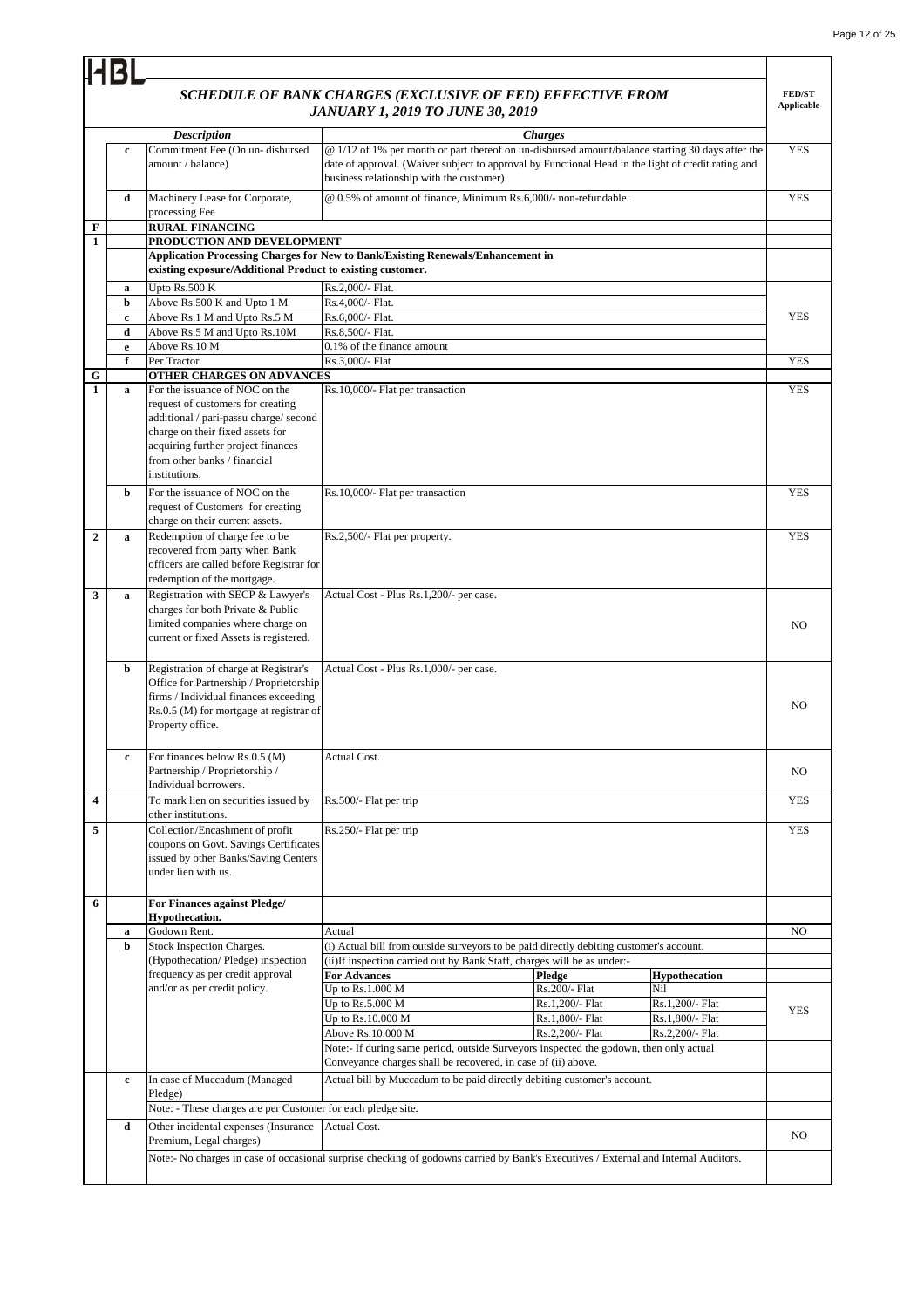HBL

## SCHEDULE OF BANK CHARGES (EXCLUSIVE OF FED) EFFECTIVE FROM JANUARY 1, 2019 TO JUNE 30, 2019

| | | Description | Charges | | | FED/ST Applicable |
|---|---|---|---|---|---|---|
| | c | Commitment Fee (On un- disbursed amount / balance) | @ 1/12 of 1% per month or part thereof on un-disbursed amount/balance starting 30 days after the date of approval. (Waiver subject to approval by Functional Head in the light of credit rating and business relationship with the customer). | | | YES |
| | d | Machinery Lease for Corporate, processing Fee | @ 0.5% of amount of finance, Minimum Rs.6,000/- non-refundable. | | | YES |
| F | | **RURAL FINANCING** | | | | |
| 1 | | **PRODUCTION AND DEVELOPMENT** | | | | |
| | | **Application Processing Charges for New to Bank/Existing Renewals/Enhancement in existing exposure/Additional Product to existing customer.** | | | | |
| | a | Upto Rs.500 K | Rs.2,000/- Flat. | | | YES |
| | b | Above Rs.500 K and Upto 1 M | Rs.4,000/- Flat. | | | |
| | c | Above Rs.1 M and Upto Rs.5 M | Rs.6,000/- Flat. | | | |
| | d | Above Rs.5 M and Upto Rs.10M | Rs.8,500/- Flat. | | | |
| | e | Above Rs.10 M | 0.1% of the finance amount | | | |
| | f | Per Tractor | Rs.3,000/- Flat | | | YES |
| G | | **OTHER CHARGES ON ADVANCES** | | | | |
| 1 | a | For the issuance of NOC on the request of customers for creating additional / pari-passu charge/ second charge on their fixed assets for acquiring further project finances from other banks / financial institutions. | Rs.10,000/- Flat per transaction | | | YES |
| | b | For the issuance of NOC on the request of Customers for creating charge on their current assets. | Rs.10,000/- Flat per transaction | | | YES |
| 2 | a | Redemption of charge fee to be recovered from party when Bank officers are called before Registrar for redemption of the mortgage. | Rs.2,500/- Flat per property. | | | YES |
| 3 | a | Registration with SECP & Lawyer's charges for both Private & Public limited companies where charge on current or fixed Assets is registered. | Actual Cost - Plus Rs.1,200/- per case. | | | NO |
| | b | Registration of charge at Registrar's Office for Partnership / Proprietorship firms / Individual finances exceeding Rs.0.5 (M) for mortgage at registrar of Property office. | Actual Cost - Plus Rs.1,000/- per case. | | | NO |
| | c | For finances below Rs.0.5 (M) Partnership / Proprietorship / Individual borrowers. | Actual Cost. | | | NO |
| 4 | | To mark lien on securities issued by other institutions. | Rs.500/- Flat per trip | | | YES |
| 5 | | Collection/Encashment of profit coupons on Govt. Savings Certificates issued by other Banks/Saving Centers under lien with us. | Rs.250/- Flat per trip | | | YES |
| 6 | | **For Finances against Pledge/ Hypothecation.** | | | | |
| | a | Godown Rent. | Actual | | | NO |
| | b | Stock Inspection Charges. (Hypothecation/ Pledge) inspection frequency as per credit approval and/or as per credit policy. | (i) Actual bill from outside surveyors to be paid directly debiting customer's account. | | | |
| | | | (ii)If inspection carried out by Bank Staff, charges will be as under:- | | | |
| | | | **For Advances** | **Pledge** | **Hypothecation** | YES |
| | | | Up to Rs.1.000 M | Rs.200/- Flat | Nil | |
| | | | Up to Rs.5.000 M | Rs.1,200/- Flat | Rs.1,200/- Flat | |
| | | | Up to Rs.10.000 M | Rs.1,800/- Flat | Rs.1,800/- Flat | |
| | | | Above Rs.10.000 M | Rs.2,200/- Flat | Rs.2,200/- Flat | |
| | | | Note:- If during same period, outside Surveyors inspected the godown, then only actual Conveyance charges shall be recovered, in case of (ii) above. | | | |
| | c | In case of Muccadum (Managed Pledge) | Actual bill by Muccadum to be paid directly debiting customer's account. | | | |
| | | Note: - These charges are per Customer for each pledge site. | | | | |
| | d | Other incidental expenses (Insurance Premium, Legal charges) | Actual Cost. | | | NO |
| | | Note:- No charges in case of occasional surprise checking of godowns carried by Bank's Executives / External and Internal Auditors. | | | | |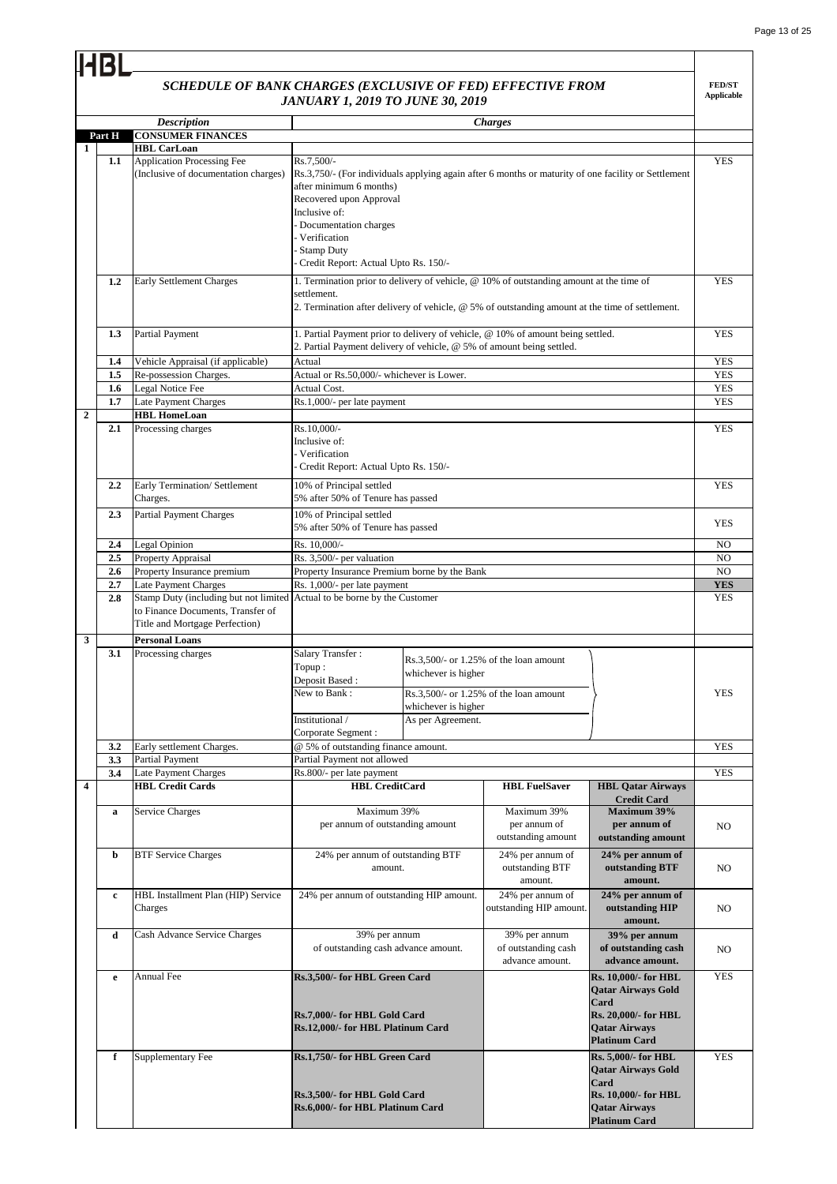HBL

## SCHEDULE OF BANK CHARGES (EXCLUSIVE OF FED) EFFECTIVE FROM JANUARY 1, 2019 TO JUNE 30, 2019

| | | *Description* | *Charges* | | | FED/ST Applicable |
|---|---|---|---|---|---|---|
| **Part H** | | **CONSUMER FINANCES** | | | | |
| **1** | | **HBL CarLoan** | | | | |
| | **1.1** | Application Processing Fee (Inclusive of documentation charges) | Rs.7,500/-<br>Rs.3,750/- (For individuals applying again after 6 months or maturity of one facility or Settlement after minimum 6 months)<br>Recovered upon Approval<br>Inclusive of:<br>- Documentation charges<br>- Verification<br>- Stamp Duty<br>- Credit Report: Actual Upto Rs. 150/- | | | YES |
| | **1.2** | Early Settlement Charges | 1. Termination prior to delivery of vehicle, @ 10% of outstanding amount at the time of settlement.<br>2. Termination after delivery of vehicle, @ 5% of outstanding amount at the time of settlement. | | | YES |
| | **1.3** | Partial Payment | 1. Partial Payment prior to delivery of vehicle, @ 10% of amount being settled.<br>2. Partial Payment delivery of vehicle, @ 5% of amount being settled. | | | YES |
| | **1.4** | Vehicle Appraisal (if applicable) | Actual | | | YES |
| | **1.5** | Re-possession Charges. | Actual or Rs.50,000/- whichever is Lower. | | | YES |
| | **1.6** | Legal Notice Fee | Actual Cost. | | | YES |
| | **1.7** | Late Payment Charges | Rs.1,000/- per late payment | | | YES |
| **2** | | **HBL HomeLoan** | | | | |
| | **2.1** | Processing charges | Rs.10,000/-<br>Inclusive of:<br>- Verification<br>- Credit Report: Actual Upto Rs. 150/- | | | YES |
| | **2.2** | Early Termination/ Settlement Charges. | 10% of Principal settled<br>5% after 50% of Tenure has passed | | | YES |
| | **2.3** | Partial Payment Charges | 10% of Principal settled<br>5% after 50% of Tenure has passed | | | YES |
| | **2.4** | Legal Opinion | Rs. 10,000/- | | | NO |
| | **2.5** | Property Appraisal | Rs. 3,500/- per valuation | | | NO |
| | **2.6** | Property Insurance premium | Property Insurance Premium borne by the Bank | | | NO |
| | **2.7** | Late Payment Charges | Rs. 1,000/- per late payment | | | **YES** |
| | **2.8** | Stamp Duty (including but not limited to Finance Documents, Transfer of Title and Mortgage Perfection) | Actual to be borne by the Customer | | | YES |
| **3** | | **Personal Loans** | | | | |
| | **3.1** | Processing charges | Salary Transfer :<br>Topup :<br>Deposit Based : Rs.3,500/- or 1.25% of the loan amount whichever is higher<br>New to Bank : Rs.3,500/- or 1.25% of the loan amount whichever is higher<br>Institutional / Corporate Segment : As per Agreement. | | | YES |
| | **3.2** | Early settlement Charges. | @ 5% of outstanding finance amount. | | | YES |
| | **3.3** | Partial Payment | Partial Payment not allowed | | | |
| | **3.4** | Late Payment Charges | Rs.800/- per late payment | | | YES |
| **4** | | **HBL Credit Cards** | **HBL CreditCard** | **HBL FuelSaver** | **HBL Qatar Airways Credit Card** | |
| | **a** | Service Charges | Maximum 39% per annum of outstanding amount | Maximum 39% per annum of outstanding amount | **Maximum 39% per annum of outstanding amount** | NO |
| | **b** | BTF Service Charges | 24% per annum of outstanding BTF amount. | 24% per annum of outstanding BTF amount. | **24% per annum of outstanding BTF amount.** | NO |
| | **c** | HBL Installment Plan (HIP) Service Charges | 24% per annum of outstanding HIP amount. | 24% per annum of outstanding HIP amount. | **24% per annum of outstanding HIP amount.** | NO |
| | **d** | Cash Advance Service Charges | 39% per annum of outstanding cash advance amount. | 39% per annum of outstanding cash advance amount. | **39% per annum of outstanding cash advance amount.** | NO |
| | **e** | Annual Fee | **Rs.3,500/- for HBL Green Card**<br>**Rs.7,000/- for HBL Gold Card**<br>**Rs.12,000/- for HBL Platinum Card** | | **Rs. 10,000/- for HBL Qatar Airways Gold Card**<br>**Rs. 20,000/- for HBL Qatar Airways Platinum Card** | YES |
| | **f** | Supplementary Fee | **Rs.1,750/- for HBL Green Card**<br>**Rs.3,500/- for HBL Gold Card**<br>**Rs.6,000/- for HBL Platinum Card** | | **Rs. 5,000/- for HBL Qatar Airways Gold Card**<br>**Rs. 10,000/- for HBL Qatar Airways Platinum Card** | YES |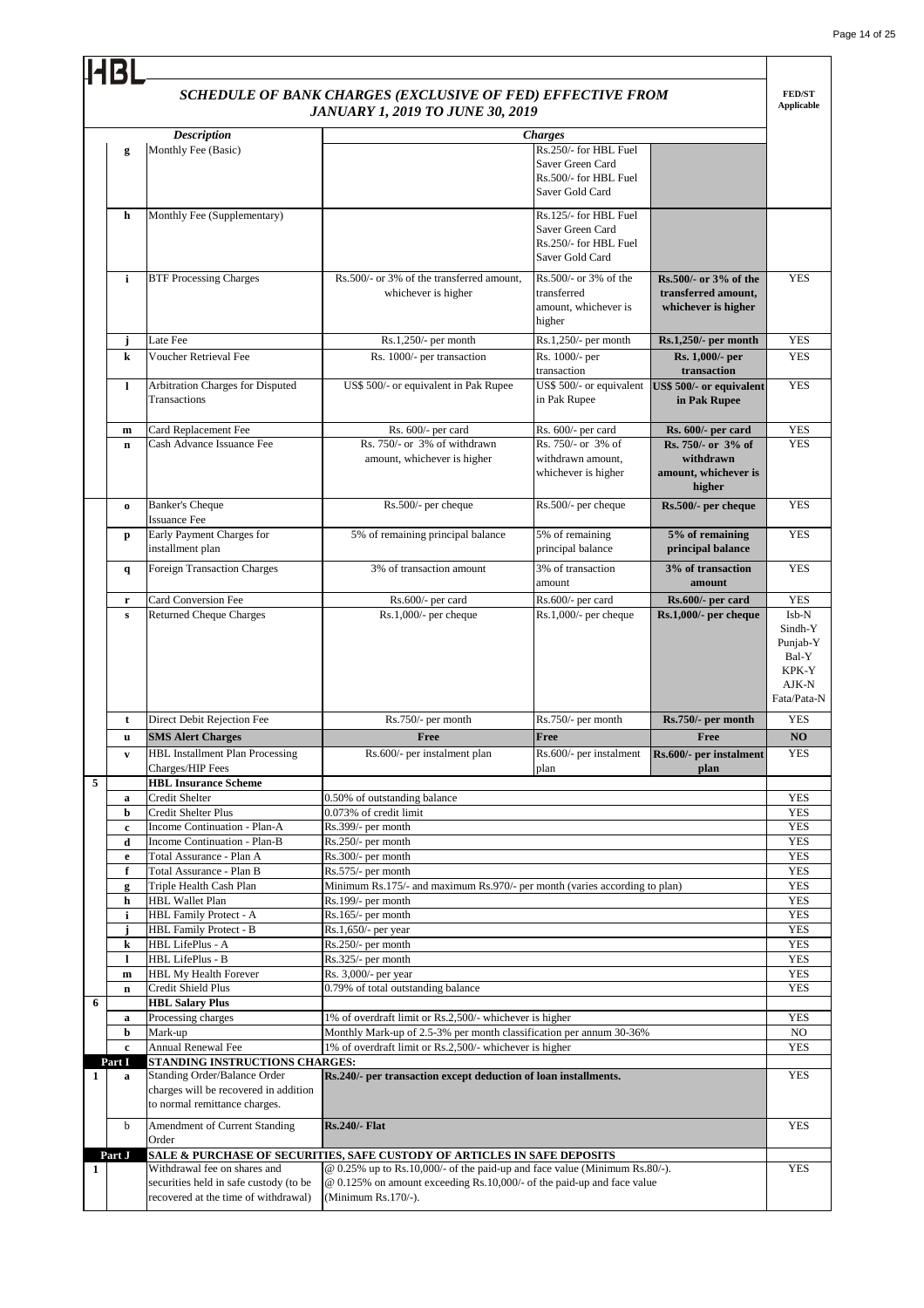HBL

## SCHEDULE OF BANK CHARGES (EXCLUSIVE OF FED) EFFECTIVE FROM JANUARY 1, 2019 TO JUNE 30, 2019

| | | Description | Charges | | | FED/ST Applicable |
|---|---|---|---|---|---|---|
| | g | Monthly Fee (Basic) | | Rs.250/- for HBL Fuel Saver Green Card Rs.500/- for HBL Fuel Saver Gold Card | | |
| | h | Monthly Fee (Supplementary) | | Rs.125/- for HBL Fuel Saver Green Card Rs.250/- for HBL Fuel Saver Gold Card | | |
| | i | BTF Processing Charges | Rs.500/- or 3% of the transferred amount, whichever is higher | Rs.500/- or 3% of the transferred amount, whichever is higher | **Rs.500/- or 3% of the transferred amount, whichever is higher** | YES |
| | j | Late Fee | Rs.1,250/- per month | Rs.1,250/- per month | **Rs.1,250/- per month** | YES |
| | k | Voucher Retrieval Fee | Rs. 1000/- per transaction | Rs. 1000/- per transaction | **Rs. 1,000/- per transaction** | YES |
| | l | Arbitration Charges for Disputed Transactions | US$ 500/- or equivalent in Pak Rupee | US$ 500/- or equivalent in Pak Rupee | **US$ 500/- or equivalent in Pak Rupee** | YES |
| | m | Card Replacement Fee | Rs. 600/- per card | Rs. 600/- per card | **Rs. 600/- per card** | YES |
| | n | Cash Advance Issuance Fee | Rs. 750/- or 3% of withdrawn amount, whichever is higher | Rs. 750/- or 3% of withdrawn amount, whichever is higher | **Rs. 750/- or 3% of withdrawn amount, whichever is higher** | YES |
| | o | Banker's Cheque Issuance Fee | Rs.500/- per cheque | Rs.500/- per cheque | **Rs.500/- per cheque** | YES |
| | p | Early Payment Charges for installment plan | 5% of remaining principal balance | 5% of remaining principal balance | **5% of remaining principal balance** | YES |
| | q | Foreign Transaction Charges | 3% of transaction amount | 3% of transaction amount | **3% of transaction amount** | YES |
| | r | Card Conversion Fee | Rs.600/- per card | Rs.600/- per card | **Rs.600/- per card** | YES |
| | s | Returned Cheque Charges | Rs.1,000/- per cheque | Rs.1,000/- per cheque | **Rs.1,000/- per cheque** | Isb-N Sindh-Y Punjab-Y Bal-Y KPK-Y AJK-N Fata/Pata-N |
| | t | Direct Debit Rejection Fee | Rs.750/- per month | Rs.750/- per month | **Rs.750/- per month** | YES |
| | u | **SMS Alert Charges** | **Free** | **Free** | **Free** | **NO** |
| | v | HBL Installment Plan Processing Charges/HIP Fees | Rs.600/- per instalment plan | Rs.600/- per instalment plan | **Rs.600/- per instalment plan** | YES |
| 5 | | **HBL Insurance Scheme** | | | | |
| | a | Credit Shelter | 0.50% of outstanding balance | | | YES |
| | b | Credit Shelter Plus | 0.073% of credit limit | | | YES |
| | c | Income Continuation - Plan-A | Rs.399/- per month | | | YES |
| | d | Income Continuation - Plan-B | Rs.250/- per month | | | YES |
| | e | Total Assurance - Plan A | Rs.300/- per month | | | YES |
| | f | Total Assurance - Plan B | Rs.575/- per month | | | YES |
| | g | Triple Health Cash Plan | Minimum Rs.175/- and maximum Rs.970/- per month (varies according to plan) | | | YES |
| | h | HBL Wallet Plan | Rs.199/- per month | | | YES |
| | i | HBL Family Protect - A | Rs.165/- per month | | | YES |
| | j | HBL Family Protect - B | Rs.1,650/- per year | | | YES |
| | k | HBL LifePlus - A | Rs.250/- per month | | | YES |
| | l | HBL LifePlus - B | Rs.325/- per month | | | YES |
| | m | HBL My Health Forever | Rs. 3,000/- per year | | | YES |
| | n | Credit Shield Plus | 0.79% of total outstanding balance | | | YES |
| 6 | | **HBL Salary Plus** | | | | |
| | a | Processing charges | 1% of overdraft limit or Rs.2,500/- whichever is higher | | | YES |
| | b | Mark-up | Monthly Mark-up of 2.5-3% per month classification per annum 30-36% | | | NO |
| | c | Annual Renewal Fee | 1% of overdraft limit or Rs.2,500/- whichever is higher | | | YES |
| **Part I** | | **STANDING INSTRUCTIONS CHARGES:** | | | | |
| 1 | a | Standing Order/Balance Order charges will be recovered in addition to normal remittance charges. | **Rs.240/- per transaction except deduction of loan installments.** | | | YES |
| | b | Amendment of Current Standing Order | **Rs.240/- Flat** | | | YES |
| **Part J** | | **SALE & PURCHASE OF SECURITIES, SAFE CUSTODY OF ARTICLES IN SAFE DEPOSITS** | | | | |
| 1 | | Withdrawal fee on shares and securities held in safe custody (to be recovered at the time of withdrawal) | @ 0.25% up to Rs.10,000/- of the paid-up and face value (Minimum Rs.80/-). @ 0.125% on amount exceeding Rs.10,000/- of the paid-up and face value (Minimum Rs.170/-). | | | YES |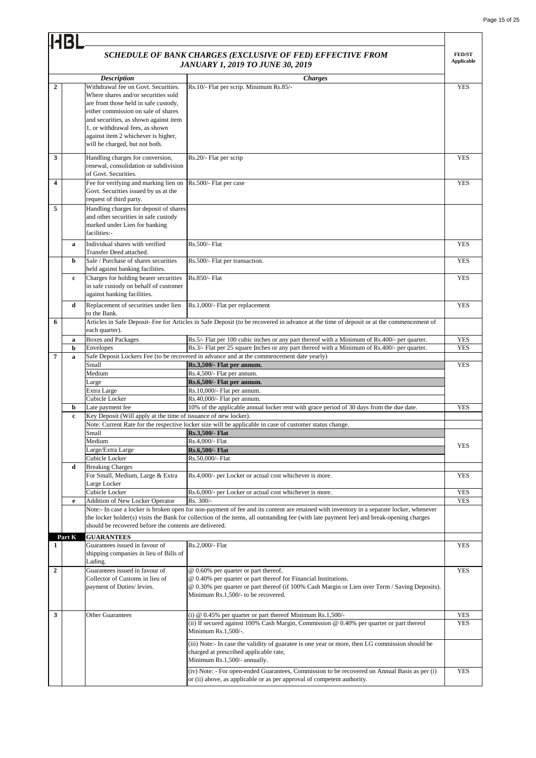HBL

## SCHEDULE OF BANK CHARGES (EXCLUSIVE OF FED) EFFECTIVE FROM JANUARY 1, 2019 TO JUNE 30, 2019

| | | Description | Charges | FED/ST Applicable |
|---|---|---|---|---|
| 2 | | Withdrawal fee on Govt. Securities. Where shares and/or securities sold are from those held in safe custody, either commission on sale of shares and securities, as shown against item 1, or withdrawal fees, as shown against item 2 whichever is higher, will be charged, but not both. | Rs.10/- Flat per scrip. Minimum Rs.85/- | YES |
| 3 | | Handling charges for conversion, renewal, consolidation or subdivision of Govt. Securities. | Rs.20/- Flat per scrip | YES |
| 4 | | Fee for verifying and marking lien on Govt. Securities issued by us at the request of third party. | Rs.500/- Flat per case | YES |
| 5 | | Handling charges for deposit of shares and other securities in safe custody marked under Lien for banking facilities:- | | |
| | a | Individual shares with verified Transfer Deed attached. | Rs.500/- Flat | YES |
| | b | Sale / Purchase of shares securities held against banking facilities. | Rs.500/- Flat per transaction. | YES |
| | c | Charges for holding bearer securities in safe custody on behalf of customer against banking facilities. | Rs.850/- Flat | YES |
| | d | Replacement of securities under lien to the Bank. | Rs.1,000/- Flat per replacement | YES |
| 6 | | Articles in Safe Deposit- Fee for Articles in Safe Deposit (to be recovered in advance at the time of deposit or at the commencement of each quarter). | | |
| | a | Boxes and Packages | Rs.5/- Flat per 100 cubic inches or any part thereof with a Minimum of Rs.400/- per quarter. | YES |
| | b | Envelopes | Rs.3/- Flat per 25 square Inches or any part thereof with a Minimum of Rs.400/- per quarter. | YES |
| 7 | a | Safe Deposit Lockers Fee (to be recovered in advance and at the commencement date yearly) | | |
| | | Small | **Rs.3,500/- Flat per annum.** | YES |
| | | Medium | Rs.4,500/- Flat per annum. | |
| | | Large | **Rs.6,500/- Flat per annum.** | |
| | | Extra Large | Rs.10,000/- Flat per annum. | |
| | | Cubicle Locker | Rs.40,000/- Flat per annum. | |
| | b | Late payment fee | 10% of the applicable annual locker rent with grace period of 30 days from the due date. | YES |
| | c | Key Deposit (Will apply at the time of issuance of new locker). | | |
| | | Note: Current Rate for the respective locker size will be applicable in case of customer status change. | | |
| | | Small | **Rs.3,500/- Flat** | YES |
| | | Medium | Rs.4,000/- Flat | |
| | | Large/Extra Large | **Rs.6,500/- Flat** | |
| | | Cubicle Locker | Rs.50,000/- Flat | |
| | d | Breaking Charges | | |
| | | For Small, Medium, Large & Extra Large Locker | Rs.4,000/- per Locker or actual cost whichever is more. | YES |
| | | Cubicle Locker | Rs.6,000/- per Locker or actual cost whichever is more. | YES |
| | e | Addition of New Locker Operator | Rs. 300/- | YES |
| | | Note:- In case a locker is broken open for non-payment of fee and its content are retained with inventory in a separate locker, whenever the locker holder(s) visits the Bank for collection of the items, all outstanding fee (with late payment fee) and break-opening charges should be recovered before the contents are delivered. | | |
| | **Part K** | **GUARANTEES** | | |
| 1 | | Guarantees issued in favour of shipping companies in lieu of Bills of Lading. | Rs.2,000/- Flat | YES |
| 2 | | Guarantees issued in favour of Collector of Customs in lieu of payment of Duties/ levies. | @ 0.60% per quarter or part thereof.<br>@ 0.40% per quarter or part thereof for Financial Institutions.<br>@ 0.30% per quarter or part thereof (if 100% Cash Margin or Lien over Term / Saving Deposits).<br>Minimum Rs.1,500/- to be recovered. | YES |
| 3 | | Other Guarantees | (i) @ 0.45% per quarter or part thereof Minimum Rs.1,500/- | YES |
| | | | (ii) If secured against 100% Cash Margin, Commission @ 0.40% per quarter or part thereof Minimum Rs.1,500/-. | YES |
| | | | (iii) Note:- In case the validity of guaratee is one year or more, then LG commission should be charged at prescribed applicable rate, Minimum Rs.1,500/- annually. | |
| | | | (iv) Note: - For open-ended Guarantees, Commission to be recovered on Annual Basis as per (i) or (ii) above, as applicable or as per approval of competent authority. | YES |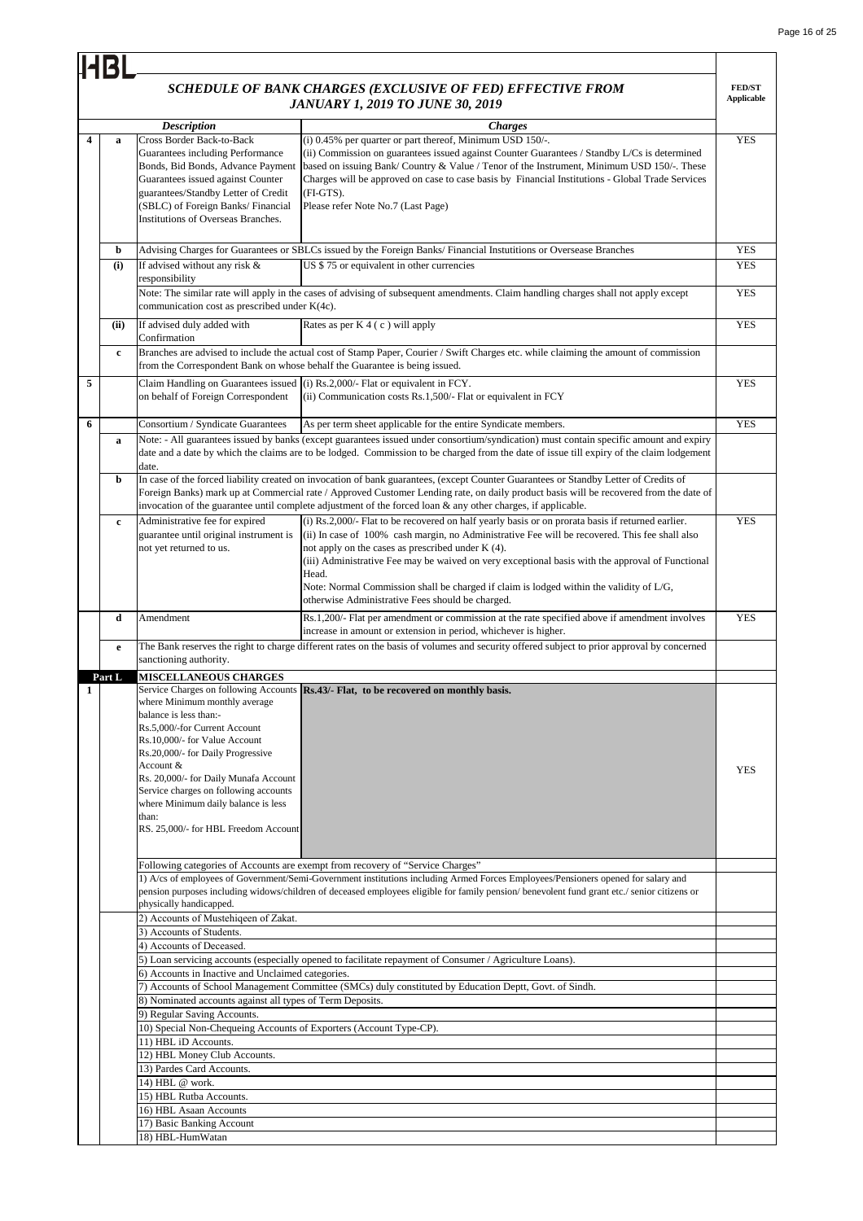HBL

## SCHEDULE OF BANK CHARGES (EXCLUSIVE OF FED) EFFECTIVE FROM JANUARY 1, 2019 TO JUNE 30, 2019

| | | Description | Charges | FED/ST Applicable |
|---|---|---|---|---|
| 4 | a | Cross Border Back-to-Back Guarantees including Performance Bonds, Bid Bonds, Advance Payment Guarantees issued against Counter guarantees/Standby Letter of Credit (SBLC) of Foreign Banks/ Financial Institutions of Overseas Branches. | (i) 0.45% per quarter or part thereof, Minimum USD 150/-.<br>(ii) Commission on guarantees issued against Counter Guarantees / Standby L/Cs is determined based on issuing Bank/ Country & Value / Tenor of the Instrument, Minimum USD 150/-. These Charges will be approved on case to case basis by Financial Institutions - Global Trade Services (FI-GTS).<br>Please refer Note No.7 (Last Page) | YES |
| | b | Advising Charges for Guarantees or SBLCs issued by the Foreign Banks/ Financial Instutitions or Oversease Branches | | YES |
| | (i) | If advised without any risk & responsibility | US $ 75 or equivalent in other currencies | YES |
| | | Note: The similar rate will apply in the cases of advising of subsequent amendments. Claim handling charges shall not apply except communication cost as prescribed under K(4c). | | YES |
| | (ii) | If advised duly added with Confirmation | Rates as per K 4 ( c ) will apply | YES |
| | c | Branches are advised to include the actual cost of Stamp Paper, Courier / Swift Charges etc. while claiming the amount of commission from the Correspondent Bank on whose behalf the Guarantee is being issued. | | |
| 5 | | Claim Handling on Guarantees issued on behalf of Foreign Correspondent | (i) Rs.2,000/- Flat or equivalent in FCY.<br>(ii) Communication costs Rs.1,500/- Flat or equivalent in FCY | YES |
| 6 | | Consortium / Syndicate Guarantees | As per term sheet applicable for the entire Syndicate members. | YES |
| | a | Note: - All guarantees issued by banks (except guarantees issued under consortium/syndication) must contain specific amount and expiry date and a date by which the claims are to be lodged. Commission to be charged from the date of issue till expiry of the claim lodgement date. | | |
| | b | In case of the forced liability created on invocation of bank guarantees, (except Counter Guarantees or Standby Letter of Credits of Foreign Banks) mark up at Commercial rate / Approved Customer Lending rate, on daily product basis will be recovered from the date of invocation of the guarantee until complete adjustment of the forced loan & any other charges, if applicable. | | |
| | c | Administrative fee for expired guarantee until original instrument is not yet returned to us. | (i) Rs.2,000/- Flat to be recovered on half yearly basis or on prorata basis if returned earlier.<br>(ii) In case of 100% cash margin, no Administrative Fee will be recovered. This fee shall also not apply on the cases as prescribed under K (4).<br>(iii) Administrative Fee may be waived on very exceptional basis with the approval of Functional Head.<br>Note: Normal Commission shall be charged if claim is lodged within the validity of L/G, otherwise Administrative Fees should be charged. | YES |
| | d | Amendment | Rs.1,200/- Flat per amendment or commission at the rate specified above if amendment involves increase in amount or extension in period, whichever is higher. | YES |
| | e | The Bank reserves the right to charge different rates on the basis of volumes and security offered subject to prior approval by concerned sanctioning authority. | | |
| Part L | | **MISCELLANEOUS CHARGES** | | |
| 1 | | Service Charges on following Accounts where Minimum monthly average balance is less than:-<br>Rs.5,000/-for Current Account<br>Rs.10,000/- for Value Account<br>Rs.20,000/- for Daily Progressive Account &<br>Rs. 20,000/- for Daily Munafa Account<br>Service charges on following accounts where Minimum daily balance is less than:<br>RS. 25,000/- for HBL Freedom Account | **Rs.43/- Flat, to be recovered on monthly basis.** | YES |
| | | Following categories of Accounts are exempt from recovery of "Service Charges" | | |
| | | 1) A/cs of employees of Government/Semi-Government institutions including Armed Forces Employees/Pensioners opened for salary and pension purposes including widows/children of deceased employees eligible for family pension/ benevolent fund grant etc./ senior citizens or physically handicapped. | | |
| | | 2) Accounts of Mustehiqeen of Zakat. | | |
| | | 3) Accounts of Students. | | |
| | | 4) Accounts of Deceased. | | |
| | | 5) Loan servicing accounts (especially opened to facilitate repayment of Consumer / Agriculture Loans). | | |
| | | 6) Accounts in Inactive and Unclaimed categories. | | |
| | | 7) Accounts of School Management Committee (SMCs) duly constituted by Education Deptt, Govt. of Sindh. | | |
| | | 8) Nominated accounts against all types of Term Deposits. | | |
| | | 9) Regular Saving Accounts. | | |
| | | 10) Special Non-Chequeing Accounts of Exporters (Account Type-CP). | | |
| | | 11) HBL iD Accounts. | | |
| | | 12) HBL Money Club Accounts. | | |
| | | 13) Pardes Card Accounts. | | |
| | | 14) HBL @ work. | | |
| | | 15) HBL Rutba Accounts. | | |
| | | 16) HBL Asaan Accounts | | |
| | | 17) Basic Banking Account | | |
| | | 18) HBL-HumWatan | | |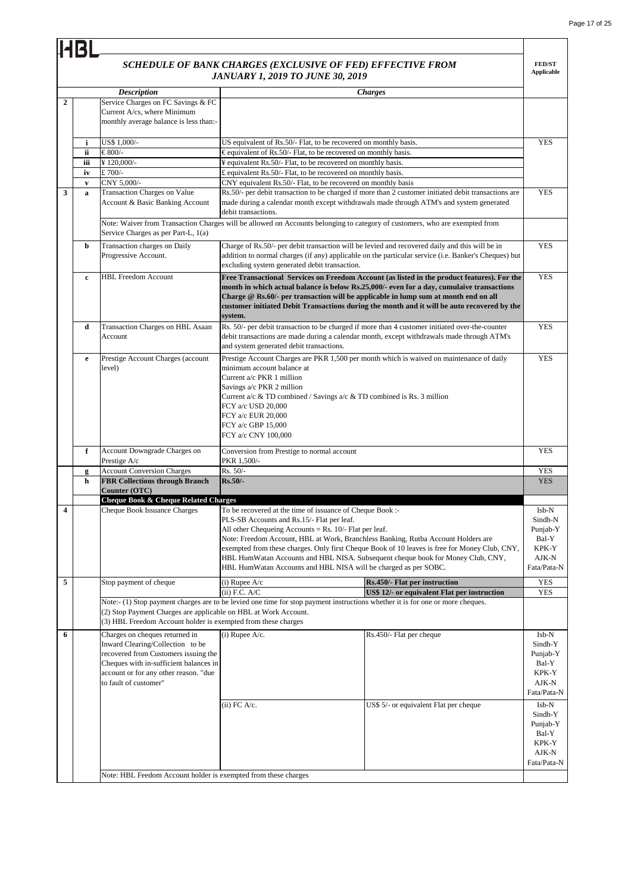HBL

## SCHEDULE OF BANK CHARGES (EXCLUSIVE OF FED) EFFECTIVE FROM JANUARY 1, 2019 TO JUNE 30, 2019

| | | Description | Charges | | FED/ST Applicable |
|---|---|---|---|---|---|
| 2 | | Service Charges on FC Savings & FC Current A/cs, where Minimum monthly average balance is less than:- | | | |
| | i | US$ 1,000/- | US equivalent of Rs.50/- Flat, to be recovered on monthly basis. | | YES |
| | ii | € 800/- | € equivalent of Rs.50/- Flat, to be recovered on monthly basis. | | |
| | iii | ¥ 120,000/- | ¥ equivalent Rs.50/- Flat, to be recovered on monthly basis. | | |
| | iv | £ 700/- | £ equivalent Rs.50/- Flat, to be recovered on monthly basis. | | |
| | v | CNY 5,000/- | CNY equivalent Rs.50/- Flat, to be recovered on monthly basis | | |
| 3 | a | Transaction Charges on Value Account & Basic Banking Account | Rs.50/- per debit transaction to be charged if more than 2 customer initiated debit transactions are made during a calendar month except withdrawals made through ATM's and system generated debit transactions. | | YES |
| | | Note: Waiver from Transaction Charges will be allowed on Accounts belonging to category of customers, who are exempted from Service Charges as per Part-L, 1(a) | | | |
| | b | Transaction charges on Daily Progressive Account. | Charge of Rs.50/- per debit transaction will be levied and recovered daily and this will be in addition to normal charges (if any) applicable on the particular service (i.e. Banker's Cheques) but excluding system generated debit transaction. | | YES |
| | c | HBL Freedom Account | **Free Transactional Services on Freedom Account (as listed in the product features). For the month in which actual balance is below Rs.25,000/- even for a day, cumulaive transactions Charge @ Rs.60/- per transaction will be applicable in lump sum at month end on all customer initiated Debit Transactions during the month and it will be auto recovered by the system.** | | YES |
| | d | Transaction Charges on HBL Asaan Account | Rs. 50/- per debit transaction to be charged if more than 4 customer initiated over-the-counter debit transactions are made during a calendar month, except withdrawals made through ATM's and system generated debit transactions. | | YES |
| | e | Prestige Account Charges (account level) | Prestige Account Charges are PKR 1,500 per month which is waived on maintenance of daily minimum account balance at<br>Current a/c PKR 1 million<br>Savings a/c PKR 2 million<br>Current a/c & TD combined / Savings a/c & TD combined is Rs. 3 million<br>FCY a/c USD 20,000<br>FCY a/c EUR 20,000<br>FCY a/c GBP 15,000<br>FCY a/c CNY 100,000 | | YES |
| | f | Account Downgrade Charges on Prestige A/c | Conversion from Prestige to normal account<br>PKR 1,500/- | | YES |
| | g | Account Conversion Charges | Rs. 50/- | | YES |
| | h | **FBR Collections through Branch Counter (OTC)** | **Rs.50/-** | | YES |
| | | **Cheque Book & Cheque Related Charges** | | | |
| 4 | | Cheque Book Issuance Charges | To be recovered at the time of issuance of Cheque Book :-<br>PLS-SB Accounts and Rs.15/- Flat per leaf.<br>All other Chequeing Accounts = Rs. 10/- Flat per leaf.<br>Note: Freedom Account, HBL at Work, Branchless Banking, Rutba Account Holders are exempted from these charges. Only first Cheque Book of 10 leaves is free for Money Club, CNY, HBL HumWatan Accounts and HBL NISA. Subsequent cheque book for Money Club, CNY, HBL HumWatan Accounts and HBL NISA will be charged as per SOBC. | | Isb-N<br>Sindh-N<br>Punjab-Y<br>Bal-Y<br>KPK-Y<br>AJK-N<br>Fata/Pata-N |
| 5 | | Stop payment of cheque | (i) Rupee A/c | **Rs.450/- Flat per instruction** | YES |
| | | | (ii) F.C. A/C | **US$ 12/- or equivalent Flat per instruction** | YES |
| | | Note:- (1) Stop payment charges are to be levied one time for stop payment instructions whether it is for one or more cheques.<br>(2) Stop Payment Charges are applicable on HBL at Work Account.<br>(3) HBL Freedom Account holder is exempted from these charges | | | |
| 6 | | Charges on cheques returned in Inward Clearing/Collection to be recovered from Customers issuing the Cheques with in-sufficient balances in account or for any other reason. "due to fault of customer" | (i) Rupee A/c. | Rs.450/- Flat per cheque | Isb-N<br>Sindh-Y<br>Punjab-Y<br>Bal-Y<br>KPK-Y<br>AJK-N<br>Fata/Pata-N |
| | | | (ii) FC A/c. | US$ 5/- or equivalent Flat per cheque | Isb-N<br>Sindh-Y<br>Punjab-Y<br>Bal-Y<br>KPK-Y<br>AJK-N<br>Fata/Pata-N |
| | | Note: HBL Feedom Account holder is exempted from these charges | | | |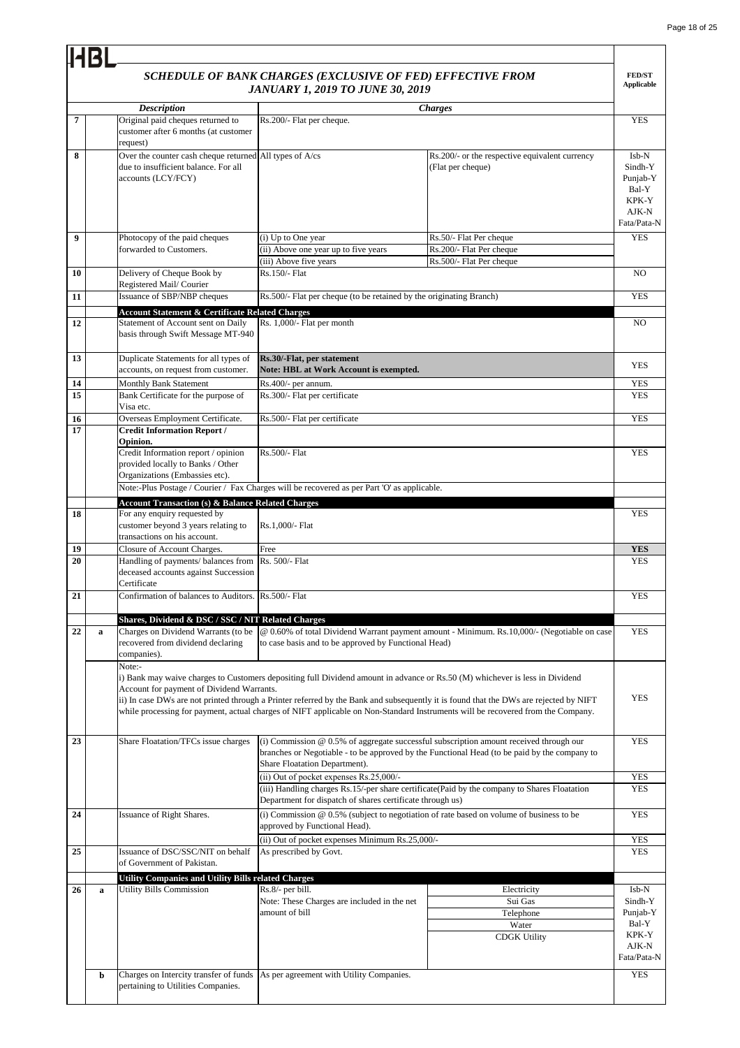HBL

## *SCHEDULE OF BANK CHARGES (EXCLUSIVE OF FED) EFFECTIVE FROM JANUARY 1, 2019 TO JUNE 30, 2019*

| | | *Description* | *Charges* | | FED/ST Applicable |
|---|---|---|---|---|---|
| 7 | | Original paid cheques returned to customer after 6 months (at customer request) | Rs.200/- Flat per cheque. | | YES |
| 8 | | Over the counter cash cheque returned due to insufficient balance. For all accounts (LCY/FCY) | All types of A/cs | Rs.200/- or the respective equivalent currency (Flat per cheque) | Isb-N Sindh-Y Punjab-Y Bal-Y KPK-Y AJK-N Fata/Pata-N |
| 9 | | Photocopy of the paid cheques forwarded to Customers. | (i) Up to One year | Rs.50/- Flat Per cheque | YES |
| | | | (ii) Above one year up to five years | Rs.200/- Flat Per cheque | |
| | | | (iii) Above five years | Rs.500/- Flat Per cheque | |
| 10 | | Delivery of Cheque Book by Registered Mail/ Courier | Rs.150/- Flat | | NO |
| 11 | | Issuance of SBP/NBP cheques | Rs.500/- Flat per cheque (to be retained by the originating Branch) | | YES |
| | | **Account Statement & Certificate Related Charges** | | | |
| 12 | | Statement of Account sent on Daily basis through Swift Message MT-940 | Rs. 1,000/- Flat per month | | NO |
| 13 | | Duplicate Statements for all types of accounts, on request from customer. | **Rs.30/-Flat, per statement**<br>**Note: HBL at Work Account is exempted.** | | YES |
| 14 | | Monthly Bank Statement | Rs.400/- per annum. | | YES |
| 15 | | Bank Certificate for the purpose of Visa etc. | Rs.300/- Flat per certificate | | YES |
| 16 | | Overseas Employment Certificate. | Rs.500/- Flat per certificate | | YES |
| 17 | | **Credit Information Report / Opinion.** | | | |
| | | Credit Information report / opinion provided locally to Banks / Other Organizations (Embassies etc). | Rs.500/- Flat | | YES |
| | | Note:-Plus Postage / Courier / Fax Charges will be recovered as per Part 'O' as applicable. | | | |
| | | **Account Transaction (s) & Balance Related Charges** | | | |
| 18 | | For any enquiry requested by customer beyond 3 years relating to transactions on his account. | Rs.1,000/- Flat | | YES |
| 19 | | Closure of Account Charges. | Free | | **YES** |
| 20 | | Handling of payments/ balances from deceased accounts against Succession Certificate | Rs. 500/- Flat | | YES |
| 21 | | Confirmation of balances to Auditors. | Rs.500/- Flat | | YES |
| | | **Shares, Dividend & DSC / SSC / NIT Related Charges** | | | |
| 22 | a | Charges on Dividend Warrants (to be recovered from dividend declaring companies). | @ 0.60% of total Dividend Warrant payment amount - Minimum. Rs.10,000/- (Negotiable on case to case basis and to be approved by Functional Head) | | YES |
| | | Note:-<br>i) Bank may waive charges to Customers depositing full Dividend amount in advance or Rs.50 (M) whichever is less in Dividend Account for payment of Dividend Warrants.<br>ii) In case DWs are not printed through a Printer referred by the Bank and subsequently it is found that the DWs are rejected by NIFT while processing for payment, actual charges of NIFT applicable on Non-Standard Instruments will be recovered from the Company. | | | YES |
| 23 | | Share Floatation/TFCs issue charges | (i) Commission @ 0.5% of aggregate successful subscription amount received through our branches or Negotiable - to be approved by the Functional Head (to be paid by the company to Share Floatation Department). | | YES |
| | | | (ii) Out of pocket expenses Rs.25,000/- | | YES |
| | | | (iii) Handling charges Rs.15/-per share certificate(Paid by the company to Shares Floatation Department for dispatch of shares certificate through us) | | YES |
| 24 | | Issuance of Right Shares. | (i) Commission @ 0.5% (subject to negotiation of rate based on volume of business to be approved by Functional Head). | | YES |
| | | | (ii) Out of pocket expenses Minimum Rs.25,000/- | | YES |
| 25 | | Issuance of DSC/SSC/NIT on behalf of Government of Pakistan. | As prescribed by Govt. | | YES |
| | | **Utility Companies and Utility Bills related Charges** | | | |
| 26 | a | Utility Bills Commission | Rs.8/- per bill.<br>Note: These Charges are included in the net amount of bill | Electricity<br>Sui Gas<br>Telephone<br>Water<br>CDGK Utility | Isb-N Sindh-Y Punjab-Y Bal-Y KPK-Y AJK-N Fata/Pata-N |
| | b | Charges on Intercity transfer of funds pertaining to Utilities Companies. | As per agreement with Utility Companies. | | YES |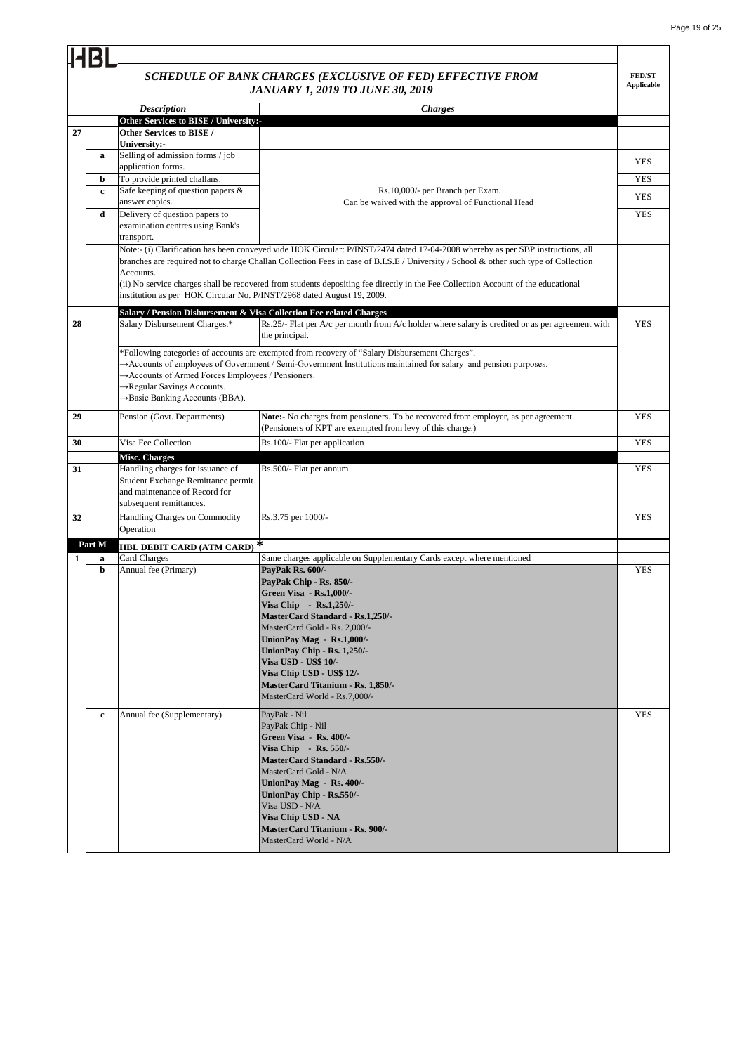HBL

## SCHEDULE OF BANK CHARGES (EXCLUSIVE OF FED) EFFECTIVE FROM JANUARY 1, 2019 TO JUNE 30, 2019

| | | Description | Charges | FED/ST Applicable |
|---|---|---|---|---|
| | | **Other Services to BISE / University:-** | | |
| 27 | | **Other Services to BISE / University:-** | | |
| | a | Selling of admission forms / job application forms. | Rs.10,000/- per Branch per Exam. Can be waived with the approval of Functional Head | YES |
| | b | To provide printed challans. | | YES |
| | c | Safe keeping of question papers & answer copies. | | YES |
| | d | Delivery of question papers to examination centres using Bank's transport. | | YES |
| | | Note:- (i) Clarification has been conveyed vide HOK Circular: P/INST/2474 dated 17-04-2008 whereby as per SBP instructions, all branches are required not to charge Challan Collection Fees in case of B.I.S.E / University / School & other such type of Collection Accounts. (ii) No service charges shall be recovered from students depositing fee directly in the Fee Collection Account of the educational institution as per HOK Circular No. P/INST/2968 dated August 19, 2009. | | |
| | | **Salary / Pension Disbursement & Visa Collection Fee related Charges** | | |
| 28 | | Salary Disbursement Charges.* | Rs.25/- Flat per A/c per month from A/c holder where salary is credited or as per agreement with the principal. | YES |
| | | *Following categories of accounts are exempted from recovery of "Salary Disbursement Charges". →Accounts of employees of Government / Semi-Government Institutions maintained for salary and pension purposes. →Accounts of Armed Forces Employees / Pensioners. →Regular Savings Accounts. →Basic Banking Accounts (BBA). | | |
| 29 | | Pension (Govt. Departments) | **Note:-** No charges from pensioners. To be recovered from employer, as per agreement. (Pensioners of KPT are exempted from levy of this charge.) | YES |
| 30 | | Visa Fee Collection | Rs.100/- Flat per application | YES |
| | | **Misc. Charges** | | |
| 31 | | Handling charges for issuance of Student Exchange Remittance permit and maintenance of Record for subsequent remittances. | Rs.500/- Flat per annum | YES |
| 32 | | Handling Charges on Commodity Operation | Rs.3.75 per 1000/- | YES |
| **Part M** | | **HBL DEBIT CARD (ATM CARD) \*** | | |
| 1 | a | Card Charges | Same charges applicable on Supplementary Cards except where mentioned | |
| | b | Annual fee (Primary) | **PayPak Rs. 600/-**<br>**PayPak Chip - Rs. 850/-**<br>**Green Visa - Rs.1,000/-**<br>**Visa Chip - Rs.1,250/-**<br>**MasterCard Standard - Rs.1,250/-**<br>MasterCard Gold - Rs. 2,000/-<br>**UnionPay Mag - Rs.1,000/-**<br>**UnionPay Chip - Rs. 1,250/-**<br>**Visa USD - US$ 10/-**<br>**Visa Chip USD - US$ 12/-**<br>**MasterCard Titanium - Rs. 1,850/-**<br>MasterCard World - Rs.7,000/- | YES |
| | c | Annual fee (Supplementary) | PayPak - Nil<br>PayPak Chip - Nil<br>**Green Visa - Rs. 400/-**<br>**Visa Chip - Rs. 550/-**<br>**MasterCard Standard - Rs.550/-**<br>MasterCard Gold - N/A<br>**UnionPay Mag - Rs. 400/-**<br>**UnionPay Chip - Rs.550/-**<br>Visa USD - N/A<br>**Visa Chip USD - NA**<br>**MasterCard Titanium - Rs. 900/-**<br>MasterCard World - N/A | YES |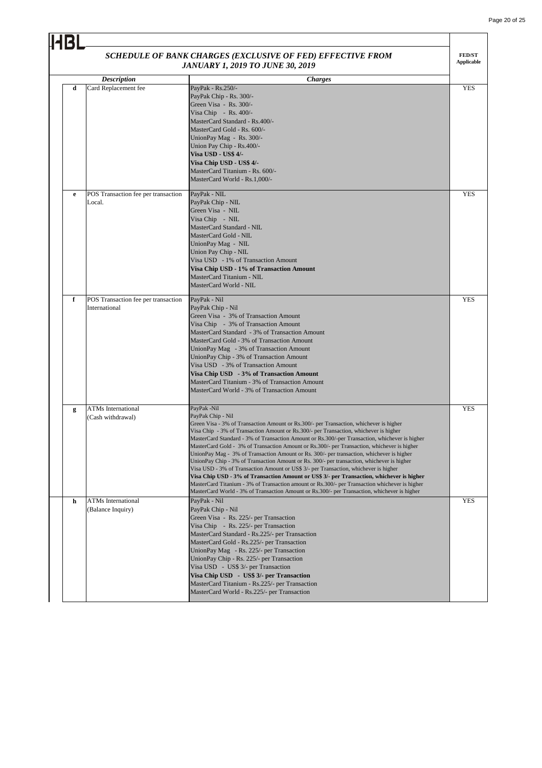HBL

**_SCHEDULE OF BANK CHARGES (EXCLUSIVE OF FED) EFFECTIVE FROM JANUARY 1, 2019 TO JUNE 30, 2019_**

| | *Description* | *Charges* | FED/ST Applicable |
|---|---|---|---|
| **d** | Card Replacement fee | PayPak - Rs.250/-<br>PayPak Chip - Rs. 300/-<br>Green Visa - Rs. 300/-<br>Visa Chip - Rs. 400/-<br>MasterCard Standard - Rs.400/-<br>MasterCard Gold - Rs. 600/-<br>UnionPay Mag - Rs. 300/-<br>Union Pay Chip - Rs.400/-<br>**Visa USD - US$ 4/-**<br>**Visa Chip USD - US$ 4/-**<br>MasterCard Titanium - Rs. 600/-<br>MasterCard World - Rs.1,000/- | YES |
| **e** | POS Transaction fee per transaction Local. | PayPak - NIL<br>PayPak Chip - NIL<br>Green Visa - NIL<br>Visa Chip - NIL<br>MasterCard Standard - NIL<br>MasterCard Gold - NIL<br>UnionPay Mag - NIL<br>Union Pay Chip - NIL<br>Visa USD - 1% of Transaction Amount<br>**Visa Chip USD - 1% of Transaction Amount**<br>MasterCard Titanium - NIL<br>MasterCard World - NIL | YES |
| **f** | POS Transaction fee per transaction International | PayPak - Nil<br>PayPak Chip - Nil<br>Green Visa - 3% of Transaction Amount<br>Visa Chip - 3% of Transaction Amount<br>MasterCard Standard - 3% of Transaction Amount<br>MasterCard Gold - 3% of Transaction Amount<br>UnionPay Mag - 3% of Transaction Amount<br>UnionPay Chip - 3% of Transaction Amount<br>Visa USD - 3% of Transaction Amount<br>**Visa Chip USD - 3% of Transaction Amount**<br>MasterCard Titanium - 3% of Transaction Amount<br>MasterCard World - 3% of Transaction Amount | YES |
| **g** | ATMs International (Cash withdrawal) | PayPak -Nil<br>PayPak Chip - Nil<br>Green Visa - 3% of Transaction Amount or Rs.300/- per Transaction, whichever is higher<br>Visa Chip - 3% of Transaction Amount or Rs.300/- per Transaction, whichever is higher<br>MasterCard Standard - 3% of Transaction Amount or Rs.300/-per Transaction, whichever is higher<br>MasterCard Gold - 3% of Transaction Amount or Rs.300/- per Transaction, whichever is higher<br>UnionPay Mag - 3% of Transaction Amount or Rs. 300/- per transaction, whichever is higher<br>UnionPay Chip - 3% of Transaction Amount or Rs. 300/- per transaction, whichever is higher<br>Visa USD - 3% of Transaction Amount or US$ 3/- per Transaction, whichever is higher<br>**Visa Chip USD - 3% of Transaction Amount or US$ 3/- per Transaction, whichever is higher**<br>MasterCard Titanium - 3% of Transaction amount or Rs.300/- per Transaction whichever is higher<br>MasterCard World - 3% of Transaction Amount or Rs.300/- per Transaction, whichever is higher | YES |
| **h** | ATMs International (Balance Inquiry) | PayPak - Nil<br>PayPak Chip - Nil<br>Green Visa - Rs. 225/- per Transaction<br>Visa Chip - Rs. 225/- per Transaction<br>MasterCard Standard - Rs.225/- per Transaction<br>MasterCard Gold - Rs.225/- per Transaction<br>UnionPay Mag - Rs. 225/- per Transaction<br>UnionPay Chip - Rs. 225/- per Transaction<br>Visa USD - US$ 3/- per Transaction<br>**Visa Chip USD - US$ 3/- per Transaction**<br>MasterCard Titanium - Rs.225/- per Transaction<br>MasterCard World - Rs.225/- per Transaction | YES |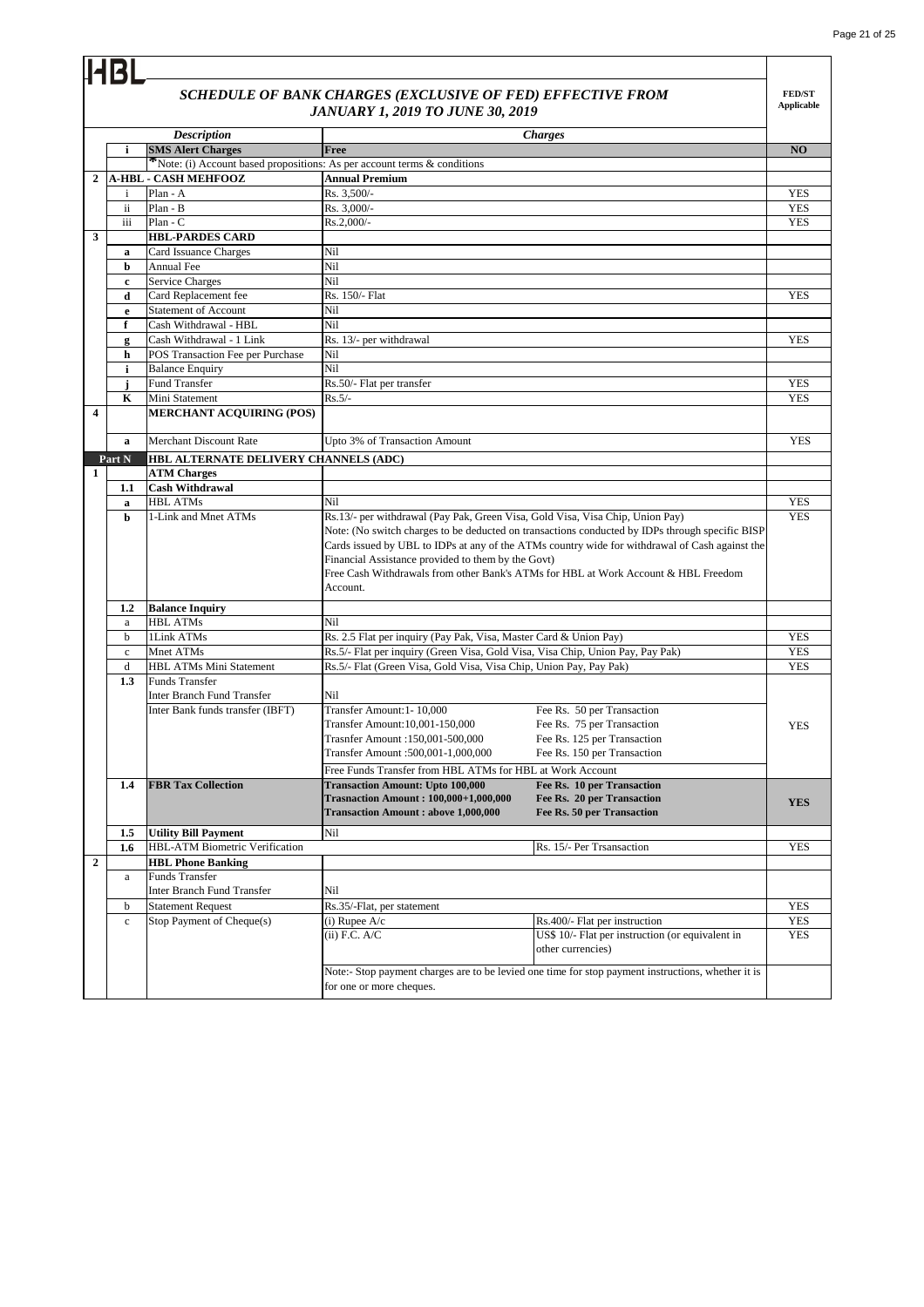HBL

## *SCHEDULE OF BANK CHARGES (EXCLUSIVE OF FED) EFFECTIVE FROM JANUARY 1, 2019 TO JUNE 30, 2019*

| | | *Description* | *Charges* | | FED/ST Applicable |
|---|---|---|---|---|---|
| | **i** | **SMS Alert Charges** | **Free** | | **NO** |
| | | *Note: (i) Account based propositions: As per account terms & conditions | | | |
| **2** | | **A-HBL - CASH MEHFOOZ** | **Annual Premium** | | |
| | i | Plan - A | Rs. 3,500/- | | YES |
| | ii | Plan - B | Rs. 3,000/- | | YES |
| | iii | Plan - C | Rs.2,000/- | | YES |
| **3** | | **HBL-PARDES CARD** | | | |
| | **a** | Card Issuance Charges | Nil | | |
| | **b** | Annual Fee | Nil | | |
| | **c** | Service Charges | Nil | | |
| | **d** | Card Replacement fee | Rs. 150/- Flat | | YES |
| | **e** | Statement of Account | Nil | | |
| | **f** | Cash Withdrawal - HBL | Nil | | |
| | **g** | Cash Withdrawal - 1 Link | Rs. 13/- per withdrawal | | YES |
| | **h** | POS Transaction Fee per Purchase | Nil | | |
| | **i** | Balance Enquiry | Nil | | |
| | **j** | Fund Transfer | Rs.50/- Flat per transfer | | YES |
| | **K** | Mini Statement | Rs.5/- | | YES |
| **4** | | **MERCHANT ACQUIRING (POS)** | | | |
| | **a** | Merchant Discount Rate | Upto 3% of Transaction Amount | | YES |
| | **Part N** | **HBL ALTERNATE DELIVERY CHANNELS (ADC)** | | | |
| **1** | | **ATM Charges** | | | |
| | **1.1** | **Cash Withdrawal** | | | |
| | **a** | HBL ATMs | Nil | | YES |
| | **b** | 1-Link and Mnet ATMs | Rs.13/- per withdrawal (Pay Pak, Green Visa, Gold Visa, Visa Chip, Union Pay)<br>Note: (No switch charges to be deducted on transactions conducted by IDPs through specific BISP Cards issued by UBL to IDPs at any of the ATMs country wide for withdrawal of Cash against the Financial Assistance provided to them by the Govt)<br>Free Cash Withdrawals from other Bank's ATMs for HBL at Work Account & HBL Freedom Account. | | YES |
| | **1.2** | **Balance Inquiry** | | | |
| | a | HBL ATMs | Nil | | |
| | b | 1Link ATMs | Rs. 2.5 Flat per inquiry (Pay Pak, Visa, Master Card & Union Pay) | | YES |
| | c | Mnet ATMs | Rs.5/- Flat per inquiry (Green Visa, Gold Visa, Visa Chip, Union Pay, Pay Pak) | | YES |
| | d | HBL ATMs Mini Statement | Rs.5/- Flat (Green Visa, Gold Visa, Visa Chip, Union Pay, Pay Pak) | | YES |
| | **1.3** | Funds Transfer<br>Inter Branch Fund Transfer | Nil | | |
| | | Inter Bank funds transfer (IBFT) | Transfer Amount:1- 10,000<br>Transfer Amount:10,001-150,000<br>Trasnfer Amount :150,001-500,000<br>Transfer Amount :500,001-1,000,000 | Fee Rs. 50 per Transaction<br>Fee Rs. 75 per Transaction<br>Fee Rs. 125 per Transaction<br>Fee Rs. 150 per Transaction | YES |
| | | | Free Funds Transfer from HBL ATMs for HBL at Work Account | | |
| | **1.4** | **FBR Tax Collection** | **Transaction Amount: Upto 100,000**<br>**Trasnaction Amount : 100,000+1,000,000**<br>**Transaction Amount : above 1,000,000** | **Fee Rs. 10 per Transaction**<br>**Fee Rs. 20 per Transaction**<br>**Fee Rs. 50 per Transaction** | **YES** |
| | **1.5** | **Utility Bill Payment** | Nil | | |
| | **1.6** | HBL-ATM Biometric Verification | | Rs. 15/- Per Trsansaction | YES |
| **2** | | **HBL Phone Banking** | | | |
| | a | Funds Transfer<br>Inter Branch Fund Transfer | Nil | | |
| | b | Statement Request | Rs.35/-Flat, per statement | | YES |
| | c | Stop Payment of Cheque(s) | (i) Rupee A/c | Rs.400/- Flat per instruction | YES |
| | | | (ii) F.C. A/C | US$ 10/- Flat per instruction (or equivalent in other currencies) | YES |
| | | | Note:- Stop payment charges are to be levied one time for stop payment instructions, whether it is for one or more cheques. | | |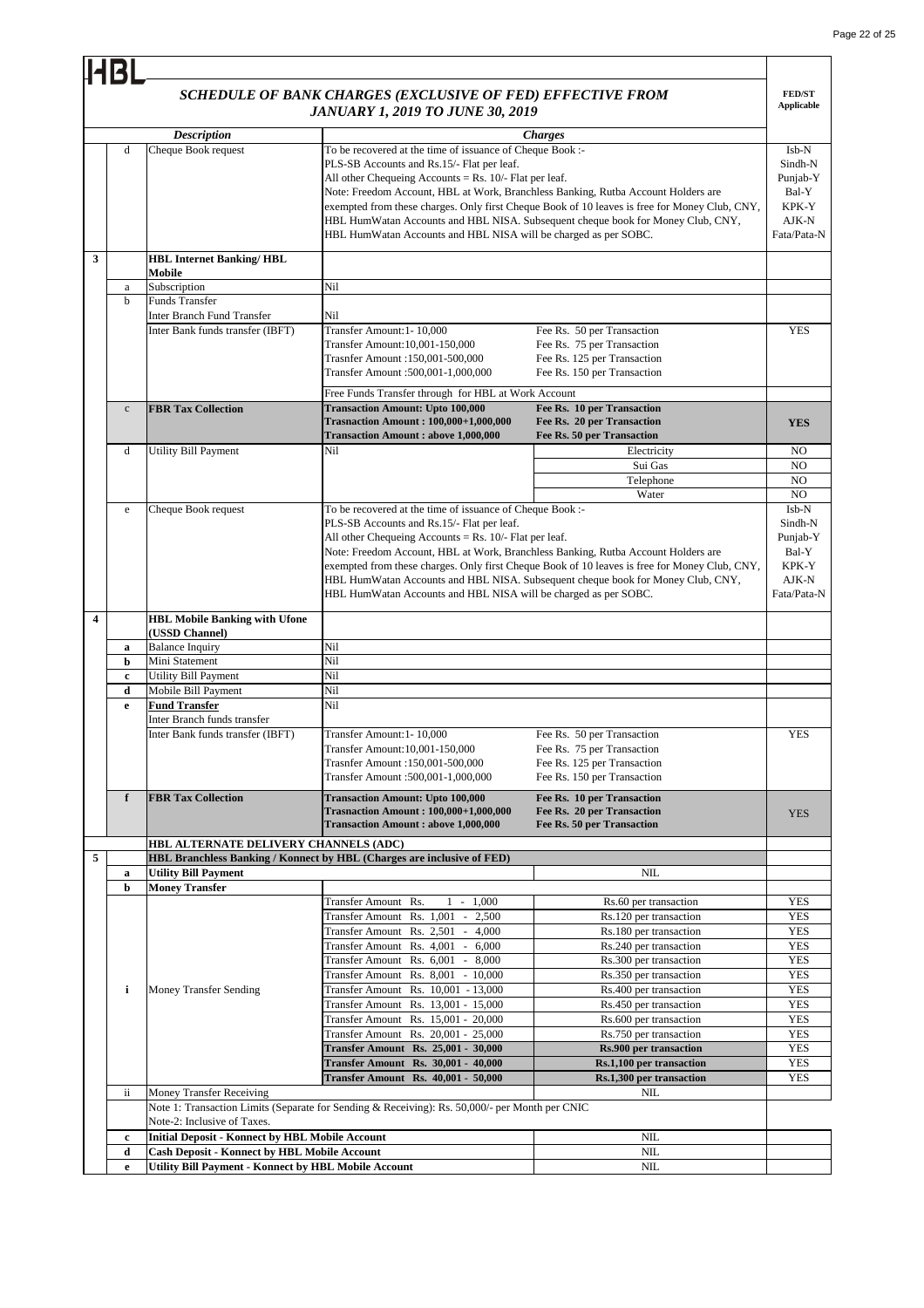# HBL

## *SCHEDULE OF BANK CHARGES (EXCLUSIVE OF FED) EFFECTIVE FROM JANUARY 1, 2019 TO JUNE 30, 2019*

| | | *Description* | *Charges* | | **FED/ST Applicable** |
|---|---|---|---|---|---|
| | d | Cheque Book request | To be recovered at the time of issuance of Cheque Book :- PLS-SB Accounts and Rs.15/- Flat per leaf. All other Chequeing Accounts = Rs. 10/- Flat per leaf. Note: Freedom Account, HBL at Work, Branchless Banking, Rutba Account Holders are exempted from these charges. Only first Cheque Book of 10 leaves is free for Money Club, CNY, HBL HumWatan Accounts and HBL NISA. Subsequent cheque book for Money Club, CNY, HBL HumWatan Accounts and HBL NISA will be charged as per SOBC. | | Isb-N Sindh-N Punjab-Y Bal-Y KPK-Y AJK-N Fata/Pata-N |
| **3** | | **HBL Internet Banking/ HBL Mobile** | | | |
| | a | Subscription | Nil | | |
| | b | Funds Transfer | | | |
| | | Inter Branch Fund Transfer | Nil | | |
| | | Inter Bank funds transfer (IBFT) | Transfer Amount:1- 10,000<br>Transfer Amount:10,001-150,000<br>Trasnfer Amount :150,001-500,000<br>Transfer Amount :500,001-1,000,000 | Fee Rs. 50 per Transaction<br>Fee Rs. 75 per Transaction<br>Fee Rs. 125 per Transaction<br>Fee Rs. 150 per Transaction | YES |
| | | | Free Funds Transfer through for HBL at Work Account | | |
| | c | **FBR Tax Collection** | **Transaction Amount: Upto 100,000**<br>**Trasnaction Amount : 100,000+1,000,000**<br>**Transaction Amount : above 1,000,000** | **Fee Rs. 10 per Transaction**<br>**Fee Rs. 20 per Transaction**<br>**Fee Rs. 50 per Transaction** | **YES** |
| | d | Utility Bill Payment | Nil | Electricity | NO |
| | | | | Sui Gas | NO |
| | | | | Telephone | NO |
| | | | | Water | NO |
| | e | Cheque Book request | To be recovered at the time of issuance of Cheque Book :- PLS-SB Accounts and Rs.15/- Flat per leaf. All other Chequeing Accounts = Rs. 10/- Flat per leaf. Note: Freedom Account, HBL at Work, Branchless Banking, Rutba Account Holders are exempted from these charges. Only first Cheque Book of 10 leaves is free for Money Club, CNY, HBL HumWatan Accounts and HBL NISA. Subsequent cheque book for Money Club, CNY, HBL HumWatan Accounts and HBL NISA will be charged as per SOBC. | | Isb-N Sindh-N Punjab-Y Bal-Y KPK-Y AJK-N Fata/Pata-N |
| **4** | | **HBL Mobile Banking with Ufone (USSD Channel)** | | | |
| | **a** | Balance Inquiry | Nil | | |
| | **b** | Mini Statement | Nil | | |
| | **c** | Utility Bill Payment | Nil | | |
| | **d** | Mobile Bill Payment | Nil | | |
| | **e** | **Fund Transfer**<br>Inter Branch funds transfer | Nil | | |
| | | Inter Bank funds transfer (IBFT) | Transfer Amount:1- 10,000<br>Transfer Amount:10,001-150,000<br>Trasnfer Amount :150,001-500,000<br>Transfer Amount :500,001-1,000,000 | Fee Rs. 50 per Transaction<br>Fee Rs. 75 per Transaction<br>Fee Rs. 125 per Transaction<br>Fee Rs. 150 per Transaction | YES |
| | **f** | **FBR Tax Collection** | **Transaction Amount: Upto 100,000**<br>**Trasnaction Amount : 100,000+1,000,000**<br>**Transaction Amount : above 1,000,000** | **Fee Rs. 10 per Transaction**<br>**Fee Rs. 20 per Transaction**<br>**Fee Rs. 50 per Transaction** | YES |
| | | **HBL ALTERNATE DELIVERY CHANNELS (ADC)** | | | |
| **5** | | **HBL Branchless Banking / Konnect by HBL (Charges are inclusive of FED)** | | | |
| | **a** | **Utility Bill Payment** | | NIL | |
| | **b** | **Money Transfer** | | | |
| | **i** | Money Transfer Sending | Transfer Amount Rs. 1 - 1,000 | Rs.60 per transaction | YES |
| | | | Transfer Amount Rs. 1,001 - 2,500 | Rs.120 per transaction | YES |
| | | | Transfer Amount Rs. 2,501 - 4,000 | Rs.180 per transaction | YES |
| | | | Transfer Amount Rs. 4,001 - 6,000 | Rs.240 per transaction | YES |
| | | | Transfer Amount Rs. 6,001 - 8,000 | Rs.300 per transaction | YES |
| | | | Transfer Amount Rs. 8,001 - 10,000 | Rs.350 per transaction | YES |
| | | | Transfer Amount Rs. 10,001 - 13,000 | Rs.400 per transaction | YES |
| | | | Transfer Amount Rs. 13,001 - 15,000 | Rs.450 per transaction | YES |
| | | | Transfer Amount Rs. 15,001 - 20,000 | Rs.600 per transaction | YES |
| | | | Transfer Amount Rs. 20,001 - 25,000 | Rs.750 per transaction | YES |
| | | | **Transfer Amount Rs. 25,001 - 30,000** | **Rs.900 per transaction** | YES |
| | | | **Transfer Amount Rs. 30,001 - 40,000** | **Rs.1,100 per transaction** | YES |
| | | | **Transfer Amount Rs. 40,001 - 50,000** | **Rs.1,300 per transaction** | YES |
| | ii | Money Transfer Receiving | | NIL | |
| | | Note 1: Transaction Limits (Separate for Sending & Receiving): Rs. 50,000/- per Month per CNIC<br>Note-2: Inclusive of Taxes. | | | |
| | **c** | **Initial Deposit - Konnect by HBL Mobile Account** | | NIL | |
| | **d** | **Cash Deposit - Konnect by HBL Mobile Account** | | NIL | |
| | **e** | **Utility Bill Payment - Konnect by HBL Mobile Account** | | NIL | |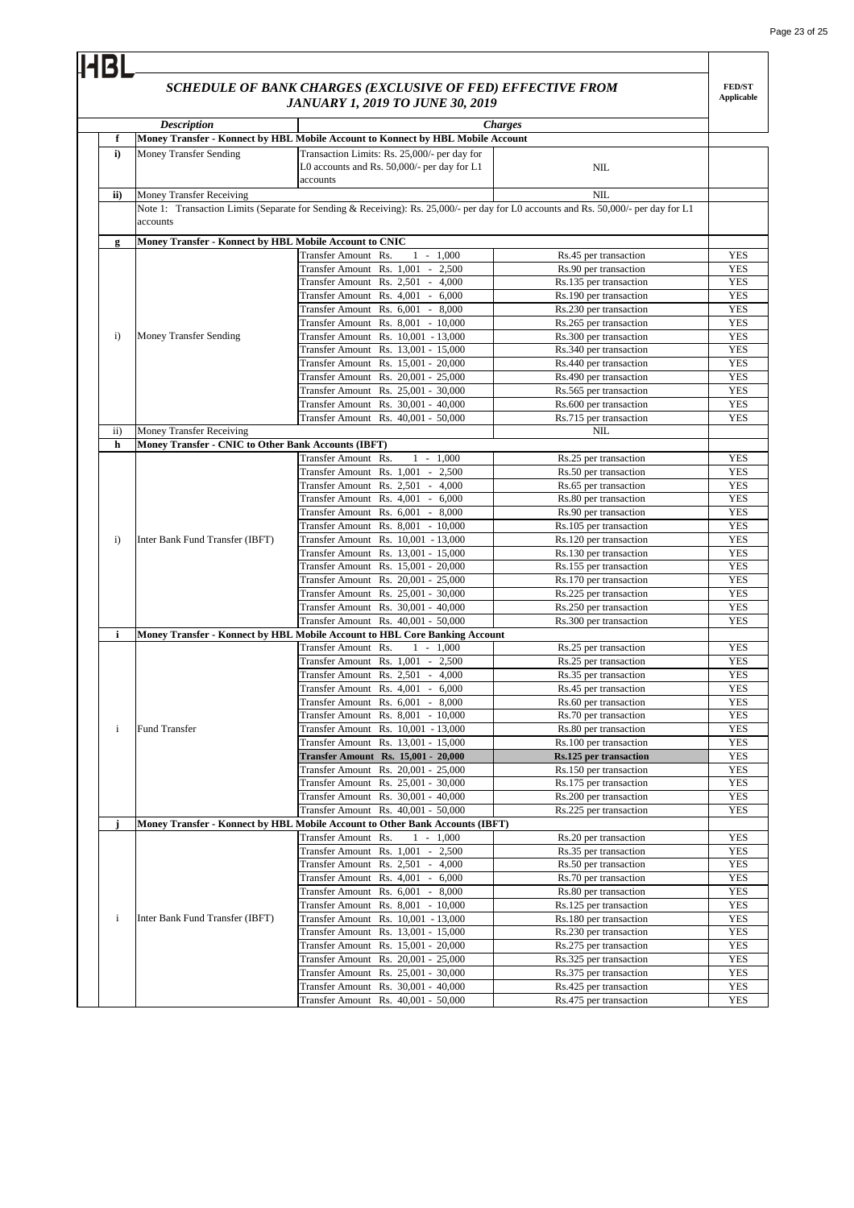HBL

## SCHEDULE OF BANK CHARGES (EXCLUSIVE OF FED) EFFECTIVE FROM JANUARY 1, 2019 TO JUNE 30, 2019

| | Description | | Charges | FED/ST Applicable |
|---|---|---|---|---|
| **f** | **Money Transfer - Konnect by HBL Mobile Account to Konnect by HBL Mobile Account** | | | |
| **i)** | Money Transfer Sending | Transaction Limits: Rs. 25,000/- per day for L0 accounts and Rs. 50,000/- per day for L1 accounts | NIL | |
| **ii)** | Money Transfer Receiving | | NIL | |
| | Note 1: Transaction Limits (Separate for Sending & Receiving): Rs. 25,000/- per day for L0 accounts and Rs. 50,000/- per day for L1 accounts | | | |
| **g** | **Money Transfer - Konnect by HBL Mobile Account to CNIC** | | | |
| i) | Money Transfer Sending | Transfer Amount Rs. 1 - 1,000 | Rs.45 per transaction | YES |
| | | Transfer Amount Rs. 1,001 - 2,500 | Rs.90 per transaction | YES |
| | | Transfer Amount Rs. 2,501 - 4,000 | Rs.135 per transaction | YES |
| | | Transfer Amount Rs. 4,001 - 6,000 | Rs.190 per transaction | YES |
| | | Transfer Amount Rs. 6,001 - 8,000 | Rs.230 per transaction | YES |
| | | Transfer Amount Rs. 8,001 - 10,000 | Rs.265 per transaction | YES |
| | | Transfer Amount Rs. 10,001 - 13,000 | Rs.300 per transaction | YES |
| | | Transfer Amount Rs. 13,001 - 15,000 | Rs.340 per transaction | YES |
| | | Transfer Amount Rs. 15,001 - 20,000 | Rs.440 per transaction | YES |
| | | Transfer Amount Rs. 20,001 - 25,000 | Rs.490 per transaction | YES |
| | | Transfer Amount Rs. 25,001 - 30,000 | Rs.565 per transaction | YES |
| | | Transfer Amount Rs. 30,001 - 40,000 | Rs.600 per transaction | YES |
| | | Transfer Amount Rs. 40,001 - 50,000 | Rs.715 per transaction | YES |
| ii) | Money Transfer Receiving | | NIL | |
| **h** | **Money Transfer - CNIC to Other Bank Accounts (IBFT)** | | | |
| i) | Inter Bank Fund Transfer (IBFT) | Transfer Amount Rs. 1 - 1,000 | Rs.25 per transaction | YES |
| | | Transfer Amount Rs. 1,001 - 2,500 | Rs.50 per transaction | YES |
| | | Transfer Amount Rs. 2,501 - 4,000 | Rs.65 per transaction | YES |
| | | Transfer Amount Rs. 4,001 - 6,000 | Rs.80 per transaction | YES |
| | | Transfer Amount Rs. 6,001 - 8,000 | Rs.90 per transaction | YES |
| | | Transfer Amount Rs. 8,001 - 10,000 | Rs.105 per transaction | YES |
| | | Transfer Amount Rs. 10,001 - 13,000 | Rs.120 per transaction | YES |
| | | Transfer Amount Rs. 13,001 - 15,000 | Rs.130 per transaction | YES |
| | | Transfer Amount Rs. 15,001 - 20,000 | Rs.155 per transaction | YES |
| | | Transfer Amount Rs. 20,001 - 25,000 | Rs.170 per transaction | YES |
| | | Transfer Amount Rs. 25,001 - 30,000 | Rs.225 per transaction | YES |
| | | Transfer Amount Rs. 30,001 - 40,000 | Rs.250 per transaction | YES |
| | | Transfer Amount Rs. 40,001 - 50,000 | Rs.300 per transaction | YES |
| **i** | **Money Transfer - Konnect by HBL Mobile Account to HBL Core Banking Account** | | | |
| i | Fund Transfer | Transfer Amount Rs. 1 - 1,000 | Rs.25 per transaction | YES |
| | | Transfer Amount Rs. 1,001 - 2,500 | Rs.25 per transaction | YES |
| | | Transfer Amount Rs. 2,501 - 4,000 | Rs.35 per transaction | YES |
| | | Transfer Amount Rs. 4,001 - 6,000 | Rs.45 per transaction | YES |
| | | Transfer Amount Rs. 6,001 - 8,000 | Rs.60 per transaction | YES |
| | | Transfer Amount Rs. 8,001 - 10,000 | Rs.70 per transaction | YES |
| | | Transfer Amount Rs. 10,001 - 13,000 | Rs.80 per transaction | YES |
| | | Transfer Amount Rs. 13,001 - 15,000 | Rs.100 per transaction | YES |
| | | **Transfer Amount Rs. 15,001 - 20,000** | **Rs.125 per transaction** | YES |
| | | Transfer Amount Rs. 20,001 - 25,000 | Rs.150 per transaction | YES |
| | | Transfer Amount Rs. 25,001 - 30,000 | Rs.175 per transaction | YES |
| | | Transfer Amount Rs. 30,001 - 40,000 | Rs.200 per transaction | YES |
| | | Transfer Amount Rs. 40,001 - 50,000 | Rs.225 per transaction | YES |
| **j** | **Money Transfer - Konnect by HBL Mobile Account to Other Bank Accounts (IBFT)** | | | |
| i | Inter Bank Fund Transfer (IBFT) | Transfer Amount Rs. 1 - 1,000 | Rs.20 per transaction | YES |
| | | Transfer Amount Rs. 1,001 - 2,500 | Rs.35 per transaction | YES |
| | | Transfer Amount Rs. 2,501 - 4,000 | Rs.50 per transaction | YES |
| | | Transfer Amount Rs. 4,001 - 6,000 | Rs.70 per transaction | YES |
| | | Transfer Amount Rs. 6,001 - 8,000 | Rs.80 per transaction | YES |
| | | Transfer Amount Rs. 8,001 - 10,000 | Rs.125 per transaction | YES |
| | | Transfer Amount Rs. 10,001 - 13,000 | Rs.180 per transaction | YES |
| | | Transfer Amount Rs. 13,001 - 15,000 | Rs.230 per transaction | YES |
| | | Transfer Amount Rs. 15,001 - 20,000 | Rs.275 per transaction | YES |
| | | Transfer Amount Rs. 20,001 - 25,000 | Rs.325 per transaction | YES |
| | | Transfer Amount Rs. 25,001 - 30,000 | Rs.375 per transaction | YES |
| | | Transfer Amount Rs. 30,001 - 40,000 | Rs.425 per transaction | YES |
| | | Transfer Amount Rs. 40,001 - 50,000 | Rs.475 per transaction | YES |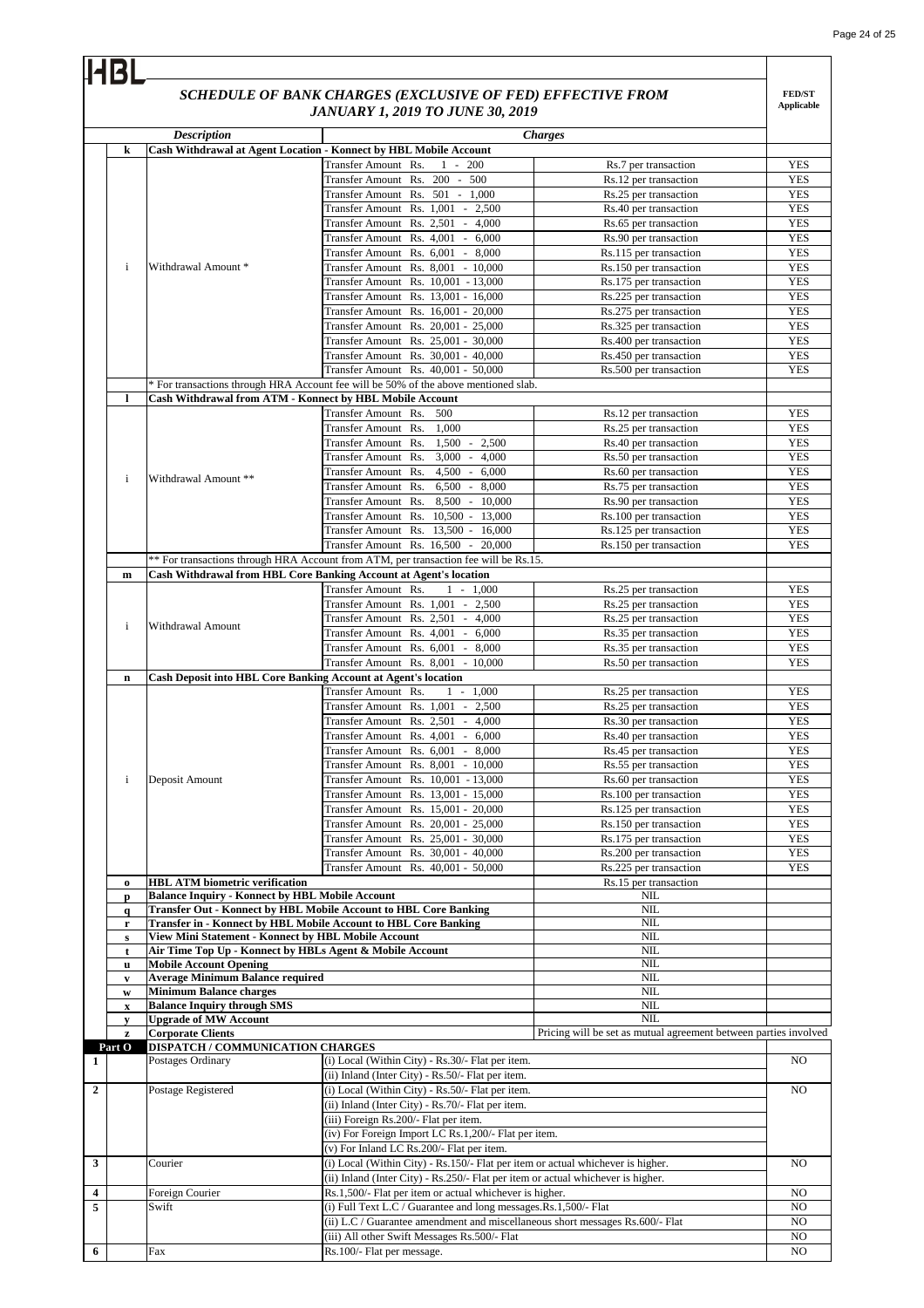HBL

## SCHEDULE OF BANK CHARGES (EXCLUSIVE OF FED) EFFECTIVE FROM JANUARY 1, 2019 TO JUNE 30, 2019

| | | Description | Charges | | FED/ST Applicable |
|---|---|---|---|---|---|
| | **k** | **Cash Withdrawal at Agent Location - Konnect by HBL Mobile Account** | | | |
| | i | Withdrawal Amount * | Transfer Amount Rs. 1 - 200 | Rs.7 per transaction | YES |
| | | | Transfer Amount Rs. 200 - 500 | Rs.12 per transaction | YES |
| | | | Transfer Amount Rs. 501 - 1,000 | Rs.25 per transaction | YES |
| | | | Transfer Amount Rs. 1,001 - 2,500 | Rs.40 per transaction | YES |
| | | | Transfer Amount Rs. 2,501 - 4,000 | Rs.65 per transaction | YES |
| | | | Transfer Amount Rs. 4,001 - 6,000 | Rs.90 per transaction | YES |
| | | | Transfer Amount Rs. 6,001 - 8,000 | Rs.115 per transaction | YES |
| | | | Transfer Amount Rs. 8,001 - 10,000 | Rs.150 per transaction | YES |
| | | | Transfer Amount Rs. 10,001 - 13,000 | Rs.175 per transaction | YES |
| | | | Transfer Amount Rs. 13,001 - 16,000 | Rs.225 per transaction | YES |
| | | | Transfer Amount Rs. 16,001 - 20,000 | Rs.275 per transaction | YES |
| | | | Transfer Amount Rs. 20,001 - 25,000 | Rs.325 per transaction | YES |
| | | | Transfer Amount Rs. 25,001 - 30,000 | Rs.400 per transaction | YES |
| | | | Transfer Amount Rs. 30,001 - 40,000 | Rs.450 per transaction | YES |
| | | | Transfer Amount Rs. 40,001 - 50,000 | Rs.500 per transaction | YES |
| | | * For transactions through HRA Account fee will be 50% of the above mentioned slab. | | | |
| | **l** | **Cash Withdrawal from ATM - Konnect by HBL Mobile Account** | | | |
| | i | Withdrawal Amount ** | Transfer Amount Rs. 500 | Rs.12 per transaction | YES |
| | | | Transfer Amount Rs. 1,000 | Rs.25 per transaction | YES |
| | | | Transfer Amount Rs. 1,500 - 2,500 | Rs.40 per transaction | YES |
| | | | Transfer Amount Rs. 3,000 - 4,000 | Rs.50 per transaction | YES |
| | | | Transfer Amount Rs. 4,500 - 6,000 | Rs.60 per transaction | YES |
| | | | Transfer Amount Rs. 6,500 - 8,000 | Rs.75 per transaction | YES |
| | | | Transfer Amount Rs. 8,500 - 10,000 | Rs.90 per transaction | YES |
| | | | Transfer Amount Rs. 10,500 - 13,000 | Rs.100 per transaction | YES |
| | | | Transfer Amount Rs. 13,500 - 16,000 | Rs.125 per transaction | YES |
| | | | Transfer Amount Rs. 16,500 - 20,000 | Rs.150 per transaction | YES |
| | | ** For transactions through HRA Account from ATM, per transaction fee will be Rs.15. | | | |
| | **m** | **Cash Withdrawal from HBL Core Banking Account at Agent's location** | | | |
| | i | Withdrawal Amount | Transfer Amount Rs. 1 - 1,000 | Rs.25 per transaction | YES |
| | | | Transfer Amount Rs. 1,001 - 2,500 | Rs.25 per transaction | YES |
| | | | Transfer Amount Rs. 2,501 - 4,000 | Rs.25 per transaction | YES |
| | | | Transfer Amount Rs. 4,001 - 6,000 | Rs.35 per transaction | YES |
| | | | Transfer Amount Rs. 6,001 - 8,000 | Rs.35 per transaction | YES |
| | | | Transfer Amount Rs. 8,001 - 10,000 | Rs.50 per transaction | YES |
| | **n** | **Cash Deposit into HBL Core Banking Account at Agent's location** | | | |
| | i | Deposit Amount | Transfer Amount Rs. 1 - 1,000 | Rs.25 per transaction | YES |
| | | | Transfer Amount Rs. 1,001 - 2,500 | Rs.25 per transaction | YES |
| | | | Transfer Amount Rs. 2,501 - 4,000 | Rs.30 per transaction | YES |
| | | | Transfer Amount Rs. 4,001 - 6,000 | Rs.40 per transaction | YES |
| | | | Transfer Amount Rs. 6,001 - 8,000 | Rs.45 per transaction | YES |
| | | | Transfer Amount Rs. 8,001 - 10,000 | Rs.55 per transaction | YES |
| | | | Transfer Amount Rs. 10,001 - 13,000 | Rs.60 per transaction | YES |
| | | | Transfer Amount Rs. 13,001 - 15,000 | Rs.100 per transaction | YES |
| | | | Transfer Amount Rs. 15,001 - 20,000 | Rs.125 per transaction | YES |
| | | | Transfer Amount Rs. 20,001 - 25,000 | Rs.150 per transaction | YES |
| | | | Transfer Amount Rs. 25,001 - 30,000 | Rs.175 per transaction | YES |
| | | | Transfer Amount Rs. 30,001 - 40,000 | Rs.200 per transaction | YES |
| | | | Transfer Amount Rs. 40,001 - 50,000 | Rs.225 per transaction | YES |
| | **o** | **HBL ATM biometric verification** | | Rs.15 per transaction | |
| | **p** | **Balance Inquiry - Konnect by HBL Mobile Account** | | NIL | |
| | **q** | **Transfer Out - Konnect by HBL Mobile Account to HBL Core Banking** | | NIL | |
| | **r** | **Transfer in - Konnect by HBL Mobile Account to HBL Core Banking** | | NIL | |
| | **s** | **View Mini Statement - Konnect by HBL Mobile Account** | | NIL | |
| | **t** | **Air Time Top Up - Konnect by HBLs Agent & Mobile Account** | | NIL | |
| | **u** | **Mobile Account Opening** | | NIL | |
| | **v** | **Average Minimum Balance required** | | NIL | |
| | **w** | **Minimum Balance charges** | | NIL | |
| | **x** | **Balance Inquiry through SMS** | | NIL | |
| | **y** | **Upgrade of MW Account** | | NIL | |
| | **z** | **Corporate Clients** | | Pricing will be set as mutual agreement between parties involved | |
| | **Part O** | **DISPATCH / COMMUNICATION CHARGES** | | | |
| 1 | | Postages Ordinary | (i) Local (Within City) - Rs.30/- Flat per item. | | NO |
| | | | (ii) Inland (Inter City) - Rs.50/- Flat per item. | | |
| 2 | | Postage Registered | (i) Local (Within City) - Rs.50/- Flat per item. | | NO |
| | | | (ii) Inland (Inter City) - Rs.70/- Flat per item. | | |
| | | | (iii) Foreign Rs.200/- Flat per item. | | |
| | | | (iv) For Foreign Import LC Rs.1,200/- Flat per item. | | |
| | | | (v) For Inland LC Rs.200/- Flat per item. | | |
| 3 | | Courier | (i) Local (Within City) - Rs.150/- Flat per item or actual whichever is higher. | | NO |
| | | | (ii) Inland (Inter City) - Rs.250/- Flat per item or actual whichever is higher. | | |
| 4 | | Foreign Courier | Rs.1,500/- Flat per item or actual whichever is higher. | | NO |
| 5 | | Swift | (i) Full Text L.C / Guarantee and long messages.Rs.1,500/- Flat | | NO |
| | | | (ii) L.C / Guarantee amendment and miscellaneous short messages Rs.600/- Flat | | NO |
| | | | (iii) All other Swift Messages Rs.500/- Flat | | NO |
| 6 | | Fax | Rs.100/- Flat per message. | | NO |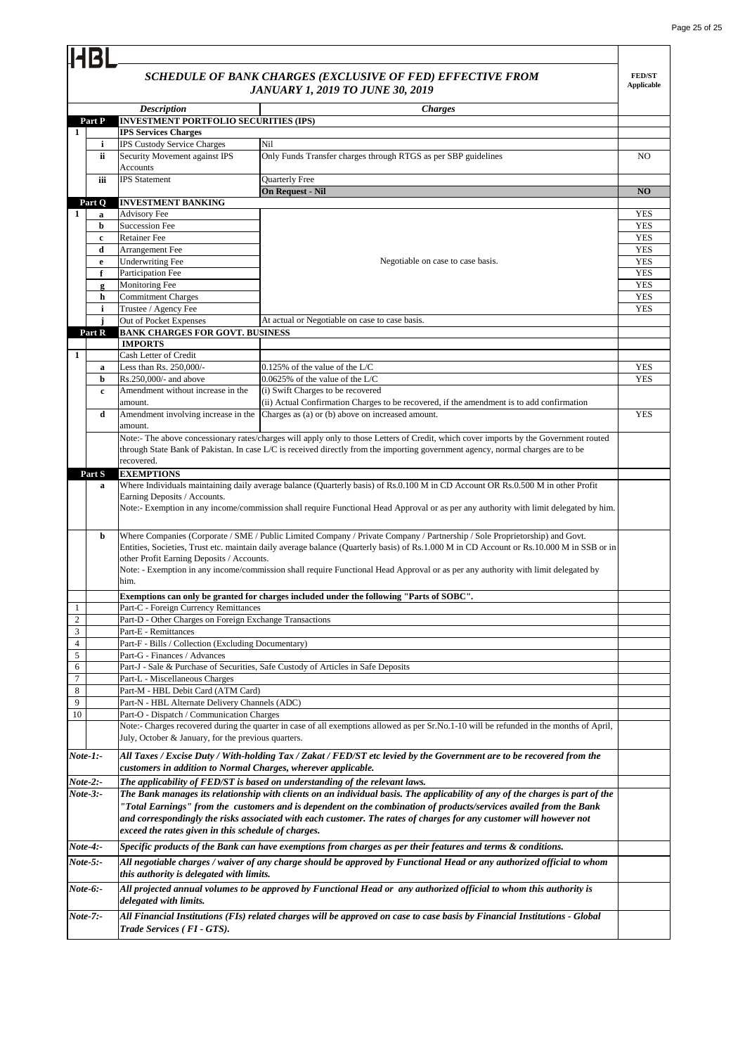HBL

## *SCHEDULE OF BANK CHARGES (EXCLUSIVE OF FED) EFFECTIVE FROM JANUARY 1, 2019 TO JUNE 30, 2019*

| | | *Description* | *Charges* | FED/ST Applicable |
|---|---|---|---|---|
| **Part P** | | **INVESTMENT PORTFOLIO SECURITIES (IPS)** | | |
| **1** | | **IPS Services Charges** | | |
| | **i** | IPS Custody Service Charges | Nil | |
| | **ii** | Security Movement against IPS Accounts | Only Funds Transfer charges through RTGS as per SBP guidelines | NO |
| | **iii** | IPS Statement | Quarterly Free<br>**On Request - Nil** | **NO** |
| **Part Q** | | **INVESTMENT BANKING** | | |
| **1** | **a** | Advisory Fee | Negotiable on case to case basis. | YES |
| | **b** | Succession Fee | | YES |
| | **c** | Retainer Fee | | YES |
| | **d** | Arrangement Fee | | YES |
| | **e** | Underwriting Fee | | YES |
| | **f** | Participation Fee | | YES |
| | **g** | Monitoring Fee | | YES |
| | **h** | Commitment Charges | | YES |
| | **i** | Trustee / Agency Fee | | YES |
| | **j** | Out of Pocket Expenses | At actual or Negotiable on case to case basis. | |
| **Part R** | | **BANK CHARGES FOR GOVT. BUSINESS** | | |
| | | **IMPORTS** | | |
| **1** | | Cash Letter of Credit | | |
| | **a** | Less than Rs. 250,000/- | 0.125% of the value of the L/C | YES |
| | **b** | Rs.250,000/- and above | 0.0625% of the value of the L/C | YES |
| | **c** | Amendment without increase in the amount. | (i) Swift Charges to be recovered<br>(ii) Actual Confirmation Charges to be recovered, if the amendment is to add confirmation | |
| | **d** | Amendment involving increase in the amount. | Charges as (a) or (b) above on increased amount. | YES |
| | | Note:- The above concessionary rates/charges will apply only to those Letters of Credit, which cover imports by the Government routed through State Bank of Pakistan. In case L/C is received directly from the importing government agency, normal charges are to be recovered. | | |
| **Part S** | | **EXEMPTIONS** | | |
| | **a** | Where Individuals maintaining daily average balance (Quarterly basis) of Rs.0.100 M in CD Account OR Rs.0.500 M in other Profit Earning Deposits / Accounts.<br>Note:- Exemption in any income/commission shall require Functional Head Approval or as per any authority with limit delegated by him. | | |
| | **b** | Where Companies (Corporate / SME / Public Limited Company / Private Company / Partnership / Sole Proprietorship) and Govt. Entities, Societies, Trust etc. maintain daily average balance (Quarterly basis) of Rs.1.000 M in CD Account or Rs.10.000 M in SSB or in other Profit Earning Deposits / Accounts.<br>Note: - Exemption in any income/commission shall require Functional Head Approval or as per any authority with limit delegated by him. | | |
| | | **Exemptions can only be granted for charges included under the following "Parts of SOBC".** | | |
| 1 | | Part-C - Foreign Currency Remittances | | |
| 2 | | Part-D - Other Charges on Foreign Exchange Transactions | | |
| 3 | | Part-E - Remittances | | |
| 4 | | Part-F - Bills / Collection (Excluding Documentary) | | |
| 5 | | Part-G - Finances / Advances | | |
| 6 | | Part-J - Sale & Purchase of Securities, Safe Custody of Articles in Safe Deposits | | |
| 7 | | Part-L - Miscellaneous Charges | | |
| 8 | | Part-M - HBL Debit Card (ATM Card) | | |
| 9 | | Part-N - HBL Alternate Delivery Channels (ADC) | | |
| 10 | | Part-O - Dispatch / Communication Charges | | |
| | | Note:- Charges recovered during the quarter in case of all exemptions allowed as per Sr.No.1-10 will be refunded in the months of April, July, October & January, for the previous quarters. | | |

***Note-1:-*** ***All Taxes / Excise Duty / With-holding Tax / Zakat / FED/ST etc levied by the Government are to be recovered from the customers in addition to Normal Charges, wherever applicable.***

***Note-2:-*** ***The applicability of FED/ST is based on understanding of the relevant laws.***

***Note-3:-*** ***The Bank manages its relationship with clients on an individual basis. The applicability of any of the charges is part of the "Total Earnings" from the customers and is dependent on the combination of products/services availed from the Bank and correspondingly the risks associated with each customer. The rates of charges for any customer will however not exceed the rates given in this schedule of charges.***

***Note-4:-*** ***Specific products of the Bank can have exemptions from charges as per their features and terms & conditions.***

***Note-5:-*** ***All negotiable charges / waiver of any charge should be approved by Functional Head or any authorized official to whom this authority is delegated with limits.***

***Note-6:-*** ***All projected annual volumes to be approved by Functional Head or any authorized official to whom this authority is delegated with limits.***

***Note-7:-*** ***All Financial Institutions (FIs) related charges will be approved on case to case basis by Financial Institutions - Global Trade Services ( FI - GTS).***